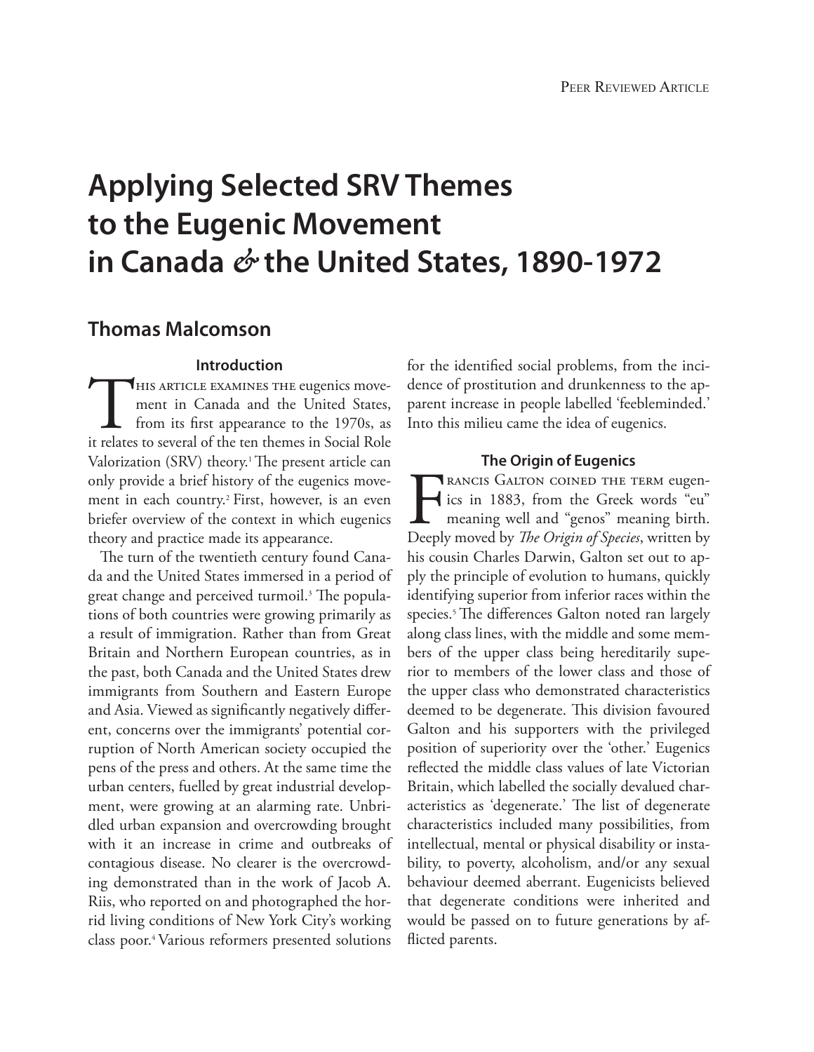# Applying Selected SRV Themes to the Eugenic Movement in Canada & the United States, 1890-1972

## Thomas Malcomson

### Introduction

This article examines the eugenics movement in Canada and the United States, from its first appearance to the 1970s, as it relates to several of the ten themes in Social Role Valorization (SRV) theory.[1] The present article can only provide a brief history of the eugenics movement in each country.[2] First, however, is an even briefer overview of the context in which eugenics theory and practice made its appearance.

The turn of the twentieth century found Canada and the United States immersed in a period of great change and perceived turmoil.[3] The populations of both countries were growing primarily as a result of immigration. Rather than from Great Britain and Northern European countries, as in the past, both Canada and the United States drew immigrants from Southern and Eastern Europe and Asia. Viewed as significantly negatively different, concerns over the immigrants' potential corruption of North American society occupied the pens of the press and others. At the same time the urban centers, fuelled by great industrial development, were growing at an alarming rate. Unbridled urban expansion and overcrowding brought with it an increase in crime and outbreaks of contagious disease. No clearer is the overcrowding demonstrated than in the work of Jacob A. Riis, who reported on and photographed the horrid living conditions of New York City's working class poor.[4] Various reformers presented solutions for the identified social problems, from the incidence of prostitution and drunkenness to the apparent increase in people labelled 'feebleminded.' Into this milieu came the idea of eugenics.

### The Origin of Eugenics

Francis Galton coined the term eugenics in 1883, from the Greek words "eu" meaning well and "genos" meaning birth. Deeply moved by *The Origin of Species*, written by his cousin Charles Darwin, Galton set out to apply the principle of evolution to humans, quickly identifying superior from inferior races within the species.[5] The differences Galton noted ran largely along class lines, with the middle and some members of the upper class being hereditarily superior to members of the lower class and those of the upper class who demonstrated characteristics deemed to be degenerate. This division favoured Galton and his supporters with the privileged position of superiority over the 'other.' Eugenics reflected the middle class values of late Victorian Britain, which labelled the socially devalued characteristics as 'degenerate.' The list of degenerate characteristics included many possibilities, from intellectual, mental or physical disability or instability, to poverty, alcoholism, and/or any sexual behaviour deemed aberrant. Eugenicists believed that degenerate conditions were inherited and would be passed on to future generations by afflicted parents.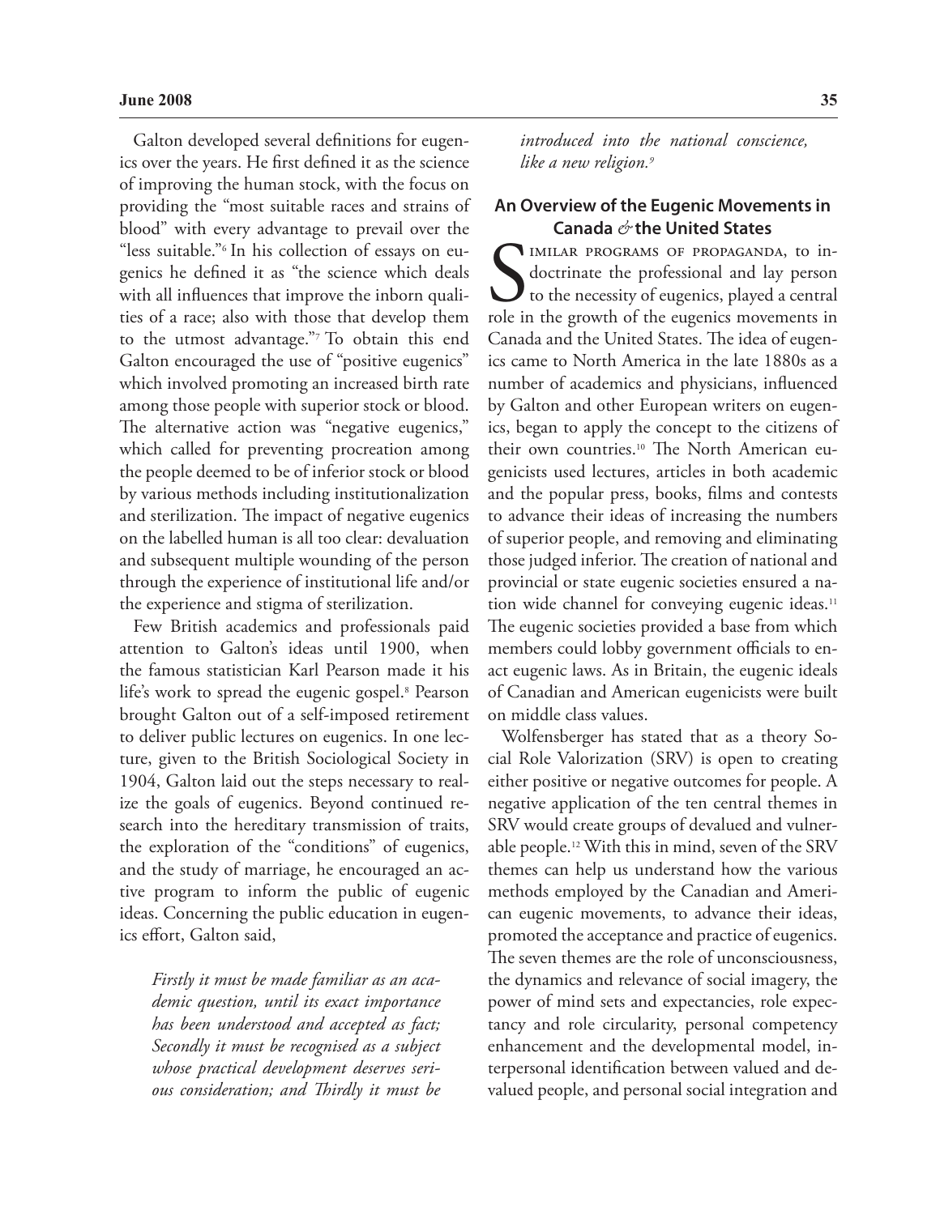Galton developed several definitions for eugenics over the years. He first defined it as the science of improving the human stock, with the focus on providing the "most suitable races and strains of blood" with every advantage to prevail over the "less suitable."[6] In his collection of essays on eugenics he defined it as "the science which deals with all influences that improve the inborn qualities of a race; also with those that develop them to the utmost advantage."[7] To obtain this end Galton encouraged the use of "positive eugenics" which involved promoting an increased birth rate among those people with superior stock or blood. The alternative action was "negative eugenics," which called for preventing procreation among the people deemed to be of inferior stock or blood by various methods including institutionalization and sterilization. The impact of negative eugenics on the labelled human is all too clear: devaluation and subsequent multiple wounding of the person through the experience of institutional life and/or the experience and stigma of sterilization.

Few British academics and professionals paid attention to Galton's ideas until 1900, when the famous statistician Karl Pearson made it his life's work to spread the eugenic gospel.[8] Pearson brought Galton out of a self-imposed retirement to deliver public lectures on eugenics. In one lecture, given to the British Sociological Society in 1904, Galton laid out the steps necessary to realize the goals of eugenics. Beyond continued research into the hereditary transmission of traits, the exploration of the "conditions" of eugenics, and the study of marriage, he encouraged an active program to inform the public of eugenic ideas. Concerning the public education in eugenics effort, Galton said,

> *Firstly it must be made familiar as an academic question, until its exact importance has been understood and accepted as fact; Secondly it must be recognised as a subject whose practical development deserves serious consideration; and Thirdly it must be introduced into the national conscience, like a new religion.*[9]

## An Overview of the Eugenic Movements in Canada & the United States

Similar programs of propaganda, to indoctrinate the professional and lay person to the necessity of eugenics, played a central role in the growth of the eugenics movements in Canada and the United States. The idea of eugenics came to North America in the late 1880s as a number of academics and physicians, influenced by Galton and other European writers on eugenics, began to apply the concept to the citizens of their own countries.[10] The North American eugenicists used lectures, articles in both academic and the popular press, books, films and contests to advance their ideas of increasing the numbers of superior people, and removing and eliminating those judged inferior. The creation of national and provincial or state eugenic societies ensured a nation wide channel for conveying eugenic ideas.[11] The eugenic societies provided a base from which members could lobby government officials to enact eugenic laws. As in Britain, the eugenic ideals of Canadian and American eugenicists were built on middle class values.

Wolfensberger has stated that as a theory Social Role Valorization (SRV) is open to creating either positive or negative outcomes for people. A negative application of the ten central themes in SRV would create groups of devalued and vulnerable people.[12] With this in mind, seven of the SRV themes can help us understand how the various methods employed by the Canadian and American eugenic movements, to advance their ideas, promoted the acceptance and practice of eugenics. The seven themes are the role of unconsciousness, the dynamics and relevance of social imagery, the power of mind sets and expectancies, role expectancy and role circularity, personal competency enhancement and the developmental model, interpersonal identification between valued and devalued people, and personal social integration and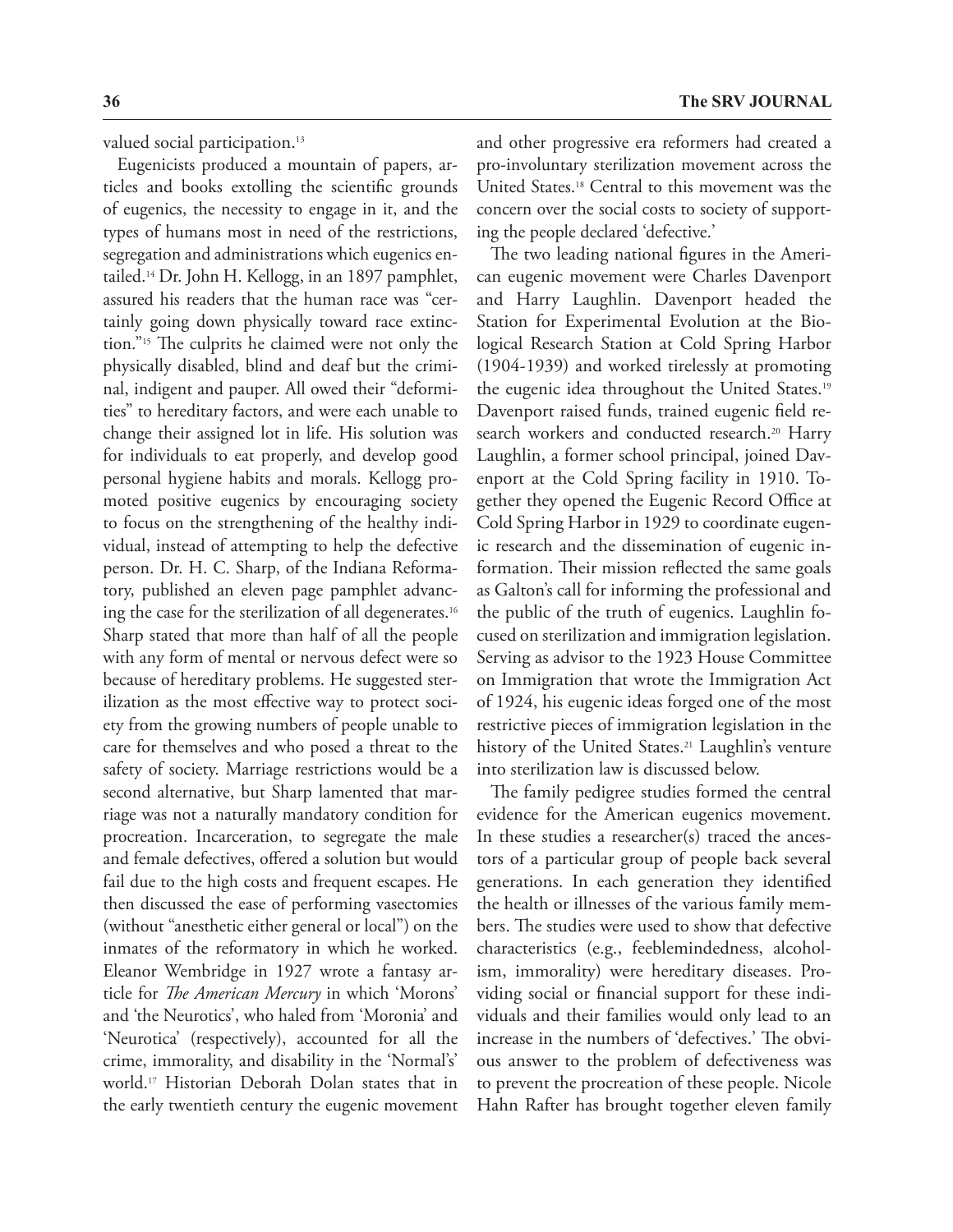valued social participation.[13]

Eugenicists produced a mountain of papers, articles and books extolling the scientific grounds of eugenics, the necessity to engage in it, and the types of humans most in need of the restrictions, segregation and administrations which eugenics entailed.[14] Dr. John H. Kellogg, in an 1897 pamphlet, assured his readers that the human race was "certainly going down physically toward race extinction."[15] The culprits he claimed were not only the physically disabled, blind and deaf but the criminal, indigent and pauper. All owed their "deformities" to hereditary factors, and were each unable to change their assigned lot in life. His solution was for individuals to eat properly, and develop good personal hygiene habits and morals. Kellogg promoted positive eugenics by encouraging society to focus on the strengthening of the healthy individual, instead of attempting to help the defective person. Dr. H. C. Sharp, of the Indiana Reformatory, published an eleven page pamphlet advancing the case for the sterilization of all degenerates.[16] Sharp stated that more than half of all the people with any form of mental or nervous defect were so because of hereditary problems. He suggested sterilization as the most effective way to protect society from the growing numbers of people unable to care for themselves and who posed a threat to the safety of society. Marriage restrictions would be a second alternative, but Sharp lamented that marriage was not a naturally mandatory condition for procreation. Incarceration, to segregate the male and female defectives, offered a solution but would fail due to the high costs and frequent escapes. He then discussed the ease of performing vasectomies (without "anesthetic either general or local") on the inmates of the reformatory in which he worked. Eleanor Wembridge in 1927 wrote a fantasy article for *The American Mercury* in which 'Morons' and 'the Neurotics', who haled from 'Moronia' and 'Neurotica' (respectively), accounted for all the crime, immorality, and disability in the 'Normal's' world.[17] Historian Deborah Dolan states that in the early twentieth century the eugenic movement and other progressive era reformers had created a pro-involuntary sterilization movement across the United States.[18] Central to this movement was the concern over the social costs to society of supporting the people declared 'defective.'

The two leading national figures in the American eugenic movement were Charles Davenport and Harry Laughlin. Davenport headed the Station for Experimental Evolution at the Biological Research Station at Cold Spring Harbor (1904-1939) and worked tirelessly at promoting the eugenic idea throughout the United States.[19] Davenport raised funds, trained eugenic field research workers and conducted research.[20] Harry Laughlin, a former school principal, joined Davenport at the Cold Spring facility in 1910. Together they opened the Eugenic Record Office at Cold Spring Harbor in 1929 to coordinate eugenic research and the dissemination of eugenic information. Their mission reflected the same goals as Galton's call for informing the professional and the public of the truth of eugenics. Laughlin focused on sterilization and immigration legislation. Serving as advisor to the 1923 House Committee on Immigration that wrote the Immigration Act of 1924, his eugenic ideas forged one of the most restrictive pieces of immigration legislation in the history of the United States.[21] Laughlin's venture into sterilization law is discussed below.

The family pedigree studies formed the central evidence for the American eugenics movement. In these studies a researcher(s) traced the ancestors of a particular group of people back several generations. In each generation they identified the health or illnesses of the various family members. The studies were used to show that defective characteristics (e.g., feeblemindedness, alcoholism, immorality) were hereditary diseases. Providing social or financial support for these individuals and their families would only lead to an increase in the numbers of 'defectives.' The obvious answer to the problem of defectiveness was to prevent the procreation of these people. Nicole Hahn Rafter has brought together eleven family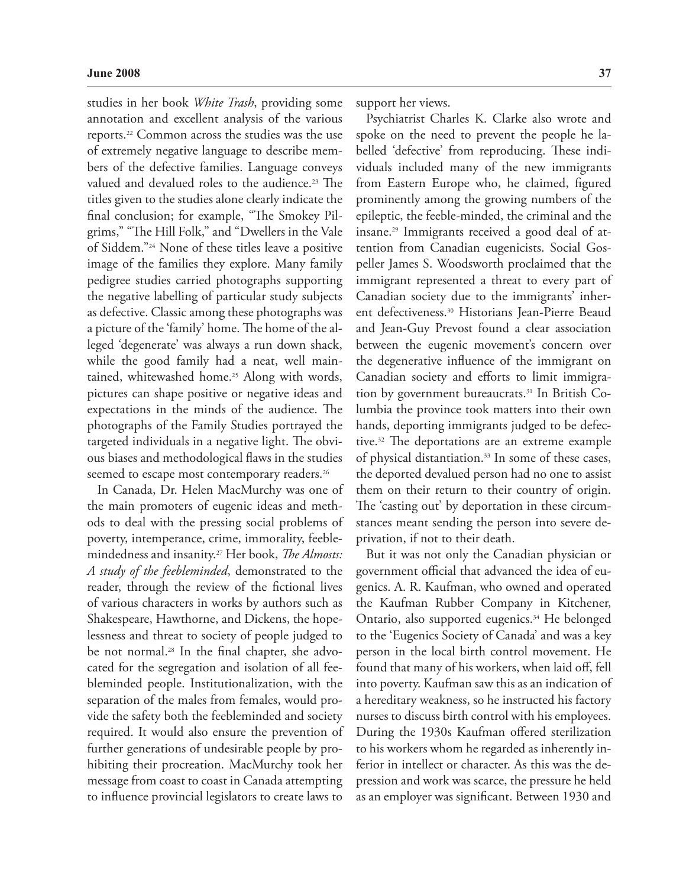studies in her book *White Trash*, providing some annotation and excellent analysis of the various reports.[22] Common across the studies was the use of extremely negative language to describe members of the defective families. Language conveys valued and devalued roles to the audience.[23] The titles given to the studies alone clearly indicate the final conclusion; for example, "The Smokey Pilgrims," "The Hill Folk," and "Dwellers in the Vale of Siddem."[24] None of these titles leave a positive image of the families they explore. Many family pedigree studies carried photographs supporting the negative labelling of particular study subjects as defective. Classic among these photographs was a picture of the 'family' home. The home of the alleged 'degenerate' was always a run down shack, while the good family had a neat, well maintained, whitewashed home.[25] Along with words, pictures can shape positive or negative ideas and expectations in the minds of the audience. The photographs of the Family Studies portrayed the targeted individuals in a negative light. The obvious biases and methodological flaws in the studies seemed to escape most contemporary readers.[26]

In Canada, Dr. Helen MacMurchy was one of the main promoters of eugenic ideas and methods to deal with the pressing social problems of poverty, intemperance, crime, immorality, feeblemindedness and insanity.[27] Her book, *The Almosts: A study of the feebleminded*, demonstrated to the reader, through the review of the fictional lives of various characters in works by authors such as Shakespeare, Hawthorne, and Dickens, the hopelessness and threat to society of people judged to be not normal.[28] In the final chapter, she advocated for the segregation and isolation of all feebleminded people. Institutionalization, with the separation of the males from females, would provide the safety both the feebleminded and society required. It would also ensure the prevention of further generations of undesirable people by prohibiting their procreation. MacMurchy took her message from coast to coast in Canada attempting to influence provincial legislators to create laws to support her views.

Psychiatrist Charles K. Clarke also wrote and spoke on the need to prevent the people he labelled 'defective' from reproducing. These individuals included many of the new immigrants from Eastern Europe who, he claimed, figured prominently among the growing numbers of the epileptic, the feeble-minded, the criminal and the insane.[29] Immigrants received a good deal of attention from Canadian eugenicists. Social Gospeller James S. Woodsworth proclaimed that the immigrant represented a threat to every part of Canadian society due to the immigrants' inherent defectiveness.[30] Historians Jean-Pierre Beaud and Jean-Guy Prevost found a clear association between the eugenic movement's concern over the degenerative influence of the immigrant on Canadian society and efforts to limit immigration by government bureaucrats.[31] In British Columbia the province took matters into their own hands, deporting immigrants judged to be defective.[32] The deportations are an extreme example of physical distantiation.[33] In some of these cases, the deported devalued person had no one to assist them on their return to their country of origin. The 'casting out' by deportation in these circumstances meant sending the person into severe deprivation, if not to their death.

But it was not only the Canadian physician or government official that advanced the idea of eugenics. A. R. Kaufman, who owned and operated the Kaufman Rubber Company in Kitchener, Ontario, also supported eugenics.[34] He belonged to the 'Eugenics Society of Canada' and was a key person in the local birth control movement. He found that many of his workers, when laid off, fell into poverty. Kaufman saw this as an indication of a hereditary weakness, so he instructed his factory nurses to discuss birth control with his employees. During the 1930s Kaufman offered sterilization to his workers whom he regarded as inherently inferior in intellect or character. As this was the depression and work was scarce, the pressure he held as an employer was significant. Between 1930 and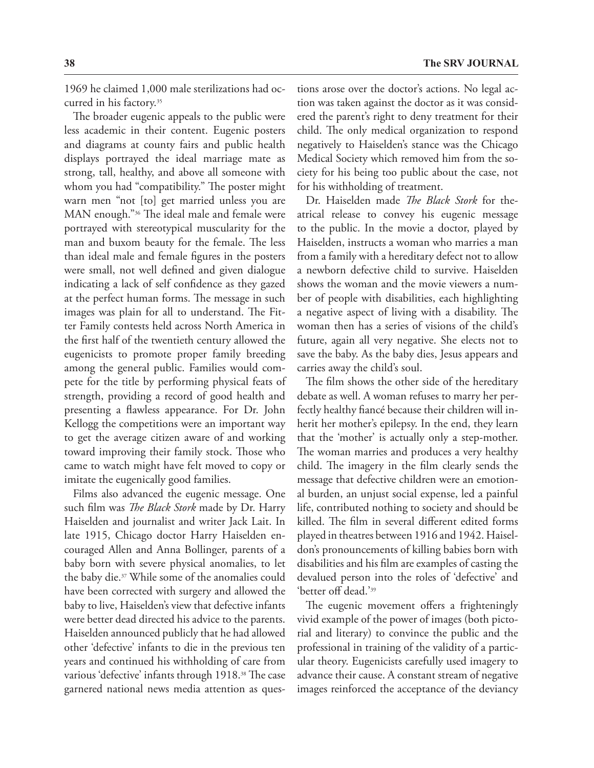1969 he claimed 1,000 male sterilizations had occurred in his factory.[35]

The broader eugenic appeals to the public were less academic in their content. Eugenic posters and diagrams at county fairs and public health displays portrayed the ideal marriage mate as strong, tall, healthy, and above all someone with whom you had "compatibility." The poster might warn men "not [to] get married unless you are MAN enough."[36] The ideal male and female were portrayed with stereotypical muscularity for the man and buxom beauty for the female. The less than ideal male and female figures in the posters were small, not well defined and given dialogue indicating a lack of self confidence as they gazed at the perfect human forms. The message in such images was plain for all to understand. The Fitter Family contests held across North America in the first half of the twentieth century allowed the eugenicists to promote proper family breeding among the general public. Families would compete for the title by performing physical feats of strength, providing a record of good health and presenting a flawless appearance. For Dr. John Kellogg the competitions were an important way to get the average citizen aware of and working toward improving their family stock. Those who came to watch might have felt moved to copy or imitate the eugenically good families.

Films also advanced the eugenic message. One such film was *The Black Stork* made by Dr. Harry Haiselden and journalist and writer Jack Lait. In late 1915, Chicago doctor Harry Haiselden encouraged Allen and Anna Bollinger, parents of a baby born with severe physical anomalies, to let the baby die.[37] While some of the anomalies could have been corrected with surgery and allowed the baby to live, Haiselden's view that defective infants were better dead directed his advice to the parents. Haiselden announced publicly that he had allowed other 'defective' infants to die in the previous ten years and continued his withholding of care from various 'defective' infants through 1918.[38] The case garnered national news media attention as questions arose over the doctor's actions. No legal action was taken against the doctor as it was considered the parent's right to deny treatment for their child. The only medical organization to respond negatively to Haiselden's stance was the Chicago Medical Society which removed him from the society for his being too public about the case, not for his withholding of treatment.

Dr. Haiselden made *The Black Stork* for theatrical release to convey his eugenic message to the public. In the movie a doctor, played by Haiselden, instructs a woman who marries a man from a family with a hereditary defect not to allow a newborn defective child to survive. Haiselden shows the woman and the movie viewers a number of people with disabilities, each highlighting a negative aspect of living with a disability. The woman then has a series of visions of the child's future, again all very negative. She elects not to save the baby. As the baby dies, Jesus appears and carries away the child's soul.

The film shows the other side of the hereditary debate as well. A woman refuses to marry her perfectly healthy fiancé because their children will inherit her mother's epilepsy. In the end, they learn that the 'mother' is actually only a step-mother. The woman marries and produces a very healthy child. The imagery in the film clearly sends the message that defective children were an emotional burden, an unjust social expense, led a painful life, contributed nothing to society and should be killed. The film in several different edited forms played in theatres between 1916 and 1942. Haiseldon's pronouncements of killing babies born with disabilities and his film are examples of casting the devalued person into the roles of 'defective' and 'better off dead.'[39]

The eugenic movement offers a frighteningly vivid example of the power of images (both pictorial and literary) to convince the public and the professional in training of the validity of a particular theory. Eugenicists carefully used imagery to advance their cause. A constant stream of negative images reinforced the acceptance of the deviancy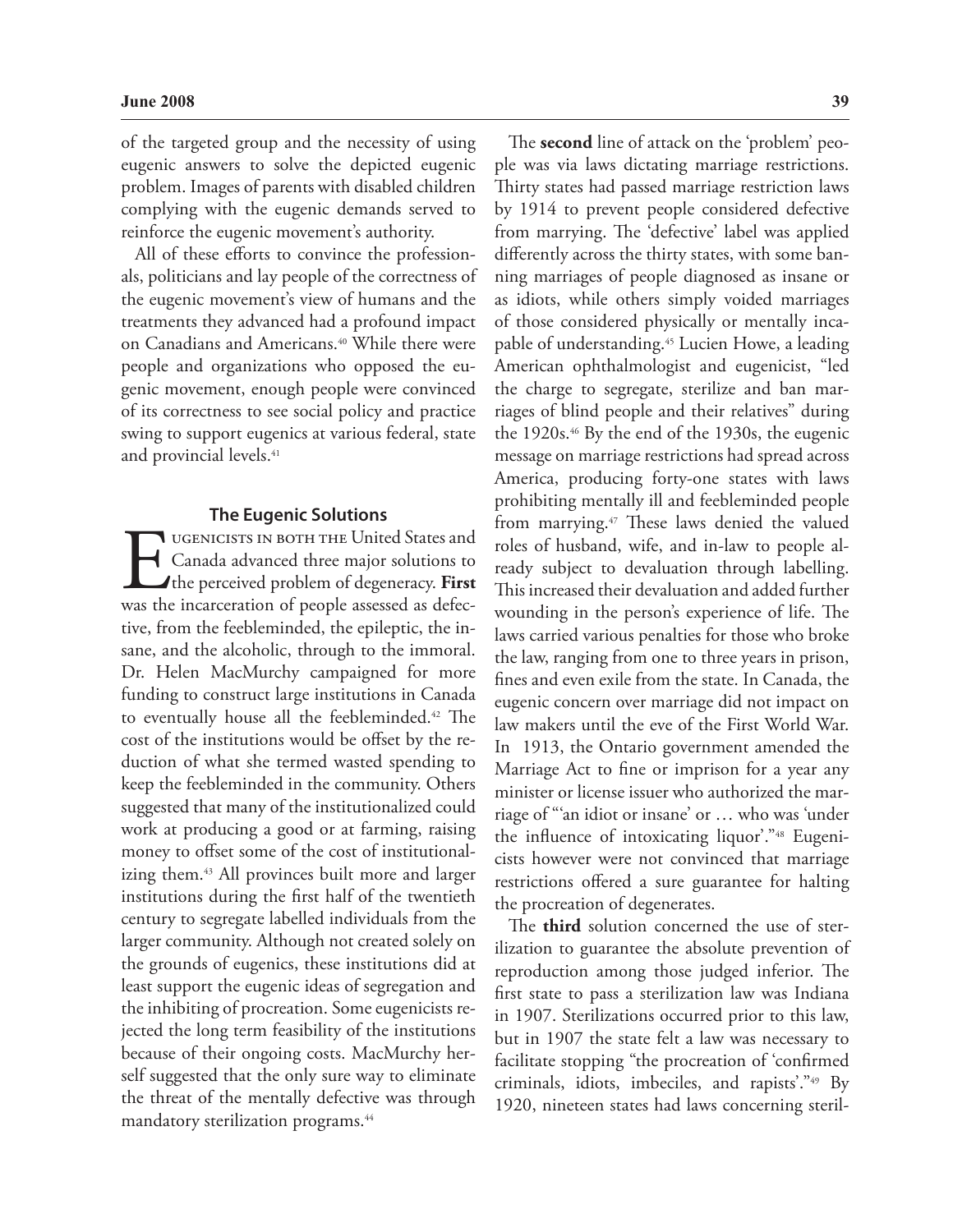of the targeted group and the necessity of using eugenic answers to solve the depicted eugenic problem. Images of parents with disabled children complying with the eugenic demands served to reinforce the eugenic movement's authority.

All of these efforts to convince the professionals, politicians and lay people of the correctness of the eugenic movement's view of humans and the treatments they advanced had a profound impact on Canadians and Americans.[40] While there were people and organizations who opposed the eugenic movement, enough people were convinced of its correctness to see social policy and practice swing to support eugenics at various federal, state and provincial levels.[41]

## The Eugenic Solutions

Eugenicists in both the United States and Canada advanced three major solutions to the perceived problem of degeneracy. **First** was the incarceration of people assessed as defective, from the feebleminded, the epileptic, the insane, and the alcoholic, through to the immoral. Dr. Helen MacMurchy campaigned for more funding to construct large institutions in Canada to eventually house all the feebleminded.[42] The cost of the institutions would be offset by the reduction of what she termed wasted spending to keep the feebleminded in the community. Others suggested that many of the institutionalized could work at producing a good or at farming, raising money to offset some of the cost of institutionalizing them.[43] All provinces built more and larger institutions during the first half of the twentieth century to segregate labelled individuals from the larger community. Although not created solely on the grounds of eugenics, these institutions did at least support the eugenic ideas of segregation and the inhibiting of procreation. Some eugenicists rejected the long term feasibility of the institutions because of their ongoing costs. MacMurchy herself suggested that the only sure way to eliminate the threat of the mentally defective was through mandatory sterilization programs.[44]

The **second** line of attack on the 'problem' people was via laws dictating marriage restrictions. Thirty states had passed marriage restriction laws by 1914 to prevent people considered defective from marrying. The 'defective' label was applied differently across the thirty states, with some banning marriages of people diagnosed as insane or as idiots, while others simply voided marriages of those considered physically or mentally incapable of understanding.[45] Lucien Howe, a leading American ophthalmologist and eugenicist, "led the charge to segregate, sterilize and ban marriages of blind people and their relatives" during the 1920s.[46] By the end of the 1930s, the eugenic message on marriage restrictions had spread across America, producing forty-one states with laws prohibiting mentally ill and feebleminded people from marrying.[47] These laws denied the valued roles of husband, wife, and in-law to people already subject to devaluation through labelling. This increased their devaluation and added further wounding in the person's experience of life. The laws carried various penalties for those who broke the law, ranging from one to three years in prison, fines and even exile from the state. In Canada, the eugenic concern over marriage did not impact on law makers until the eve of the First World War. In 1913, the Ontario government amended the Marriage Act to fine or imprison for a year any minister or license issuer who authorized the marriage of "'an idiot or insane' or … who was 'under the influence of intoxicating liquor'."[48] Eugenicists however were not convinced that marriage restrictions offered a sure guarantee for halting the procreation of degenerates.

The **third** solution concerned the use of sterilization to guarantee the absolute prevention of reproduction among those judged inferior. The first state to pass a sterilization law was Indiana in 1907. Sterilizations occurred prior to this law, but in 1907 the state felt a law was necessary to facilitate stopping "the procreation of 'confirmed criminals, idiots, imbeciles, and rapists'."[49] By 1920, nineteen states had laws concerning steril-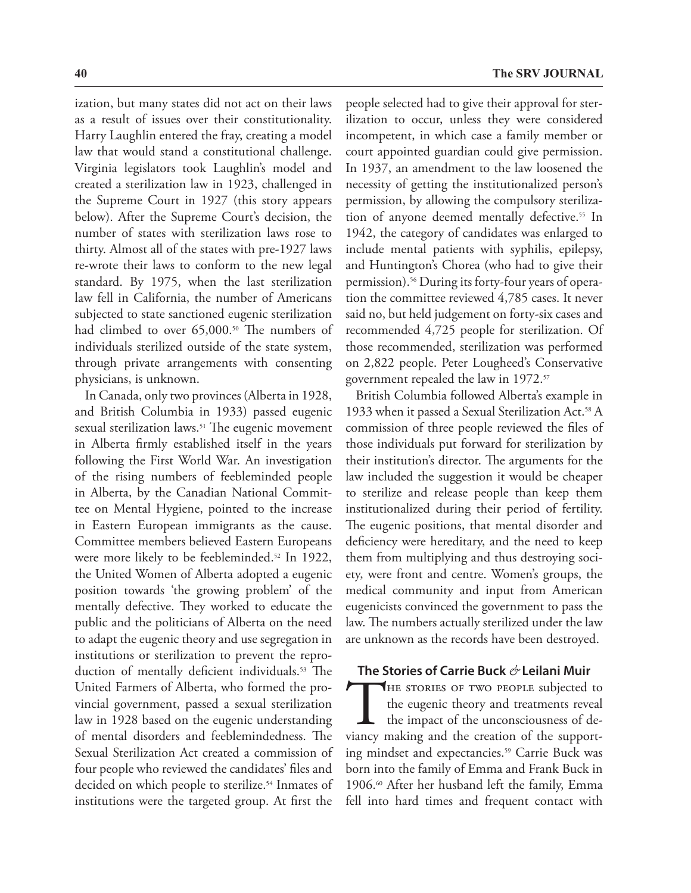ization, but many states did not act on their laws as a result of issues over their constitutionality. Harry Laughlin entered the fray, creating a model law that would stand a constitutional challenge. Virginia legislators took Laughlin's model and created a sterilization law in 1923, challenged in the Supreme Court in 1927 (this story appears below). After the Supreme Court's decision, the number of states with sterilization laws rose to thirty. Almost all of the states with pre-1927 laws re-wrote their laws to conform to the new legal standard. By 1975, when the last sterilization law fell in California, the number of Americans subjected to state sanctioned eugenic sterilization had climbed to over 65,000.[50] The numbers of individuals sterilized outside of the state system, through private arrangements with consenting physicians, is unknown.

In Canada, only two provinces (Alberta in 1928, and British Columbia in 1933) passed eugenic sexual sterilization laws.[51] The eugenic movement in Alberta firmly established itself in the years following the First World War. An investigation of the rising numbers of feebleminded people in Alberta, by the Canadian National Committee on Mental Hygiene, pointed to the increase in Eastern European immigrants as the cause. Committee members believed Eastern Europeans were more likely to be feebleminded.[52] In 1922, the United Women of Alberta adopted a eugenic position towards 'the growing problem' of the mentally defective. They worked to educate the public and the politicians of Alberta on the need to adapt the eugenic theory and use segregation in institutions or sterilization to prevent the reproduction of mentally deficient individuals.[53] The United Farmers of Alberta, who formed the provincial government, passed a sexual sterilization law in 1928 based on the eugenic understanding of mental disorders and feeblemindedness. The Sexual Sterilization Act created a commission of four people who reviewed the candidates' files and decided on which people to sterilize.[54] Inmates of institutions were the targeted group. At first the people selected had to give their approval for sterilization to occur, unless they were considered incompetent, in which case a family member or court appointed guardian could give permission. In 1937, an amendment to the law loosened the necessity of getting the institutionalized person's permission, by allowing the compulsory sterilization of anyone deemed mentally defective.[55] In 1942, the category of candidates was enlarged to include mental patients with syphilis, epilepsy, and Huntington's Chorea (who had to give their permission).[56] During its forty-four years of operation the committee reviewed 4,785 cases. It never said no, but held judgement on forty-six cases and recommended 4,725 people for sterilization. Of those recommended, sterilization was performed on 2,822 people. Peter Lougheed's Conservative government repealed the law in 1972.[57]

British Columbia followed Alberta's example in 1933 when it passed a Sexual Sterilization Act.[58] A commission of three people reviewed the files of those individuals put forward for sterilization by their institution's director. The arguments for the law included the suggestion it would be cheaper to sterilize and release people than keep them institutionalized during their period of fertility. The eugenic positions, that mental disorder and deficiency were hereditary, and the need to keep them from multiplying and thus destroying society, were front and centre. Women's groups, the medical community and input from American eugenicists convinced the government to pass the law. The numbers actually sterilized under the law are unknown as the records have been destroyed.

### The Stories of Carrie Buck & Leilani Muir

The stories of two people subjected to the eugenic theory and treatments reveal the impact of the unconsciousness of deviancy making and the creation of the supporting mindset and expectancies.[59] Carrie Buck was born into the family of Emma and Frank Buck in 1906.[60] After her husband left the family, Emma fell into hard times and frequent contact with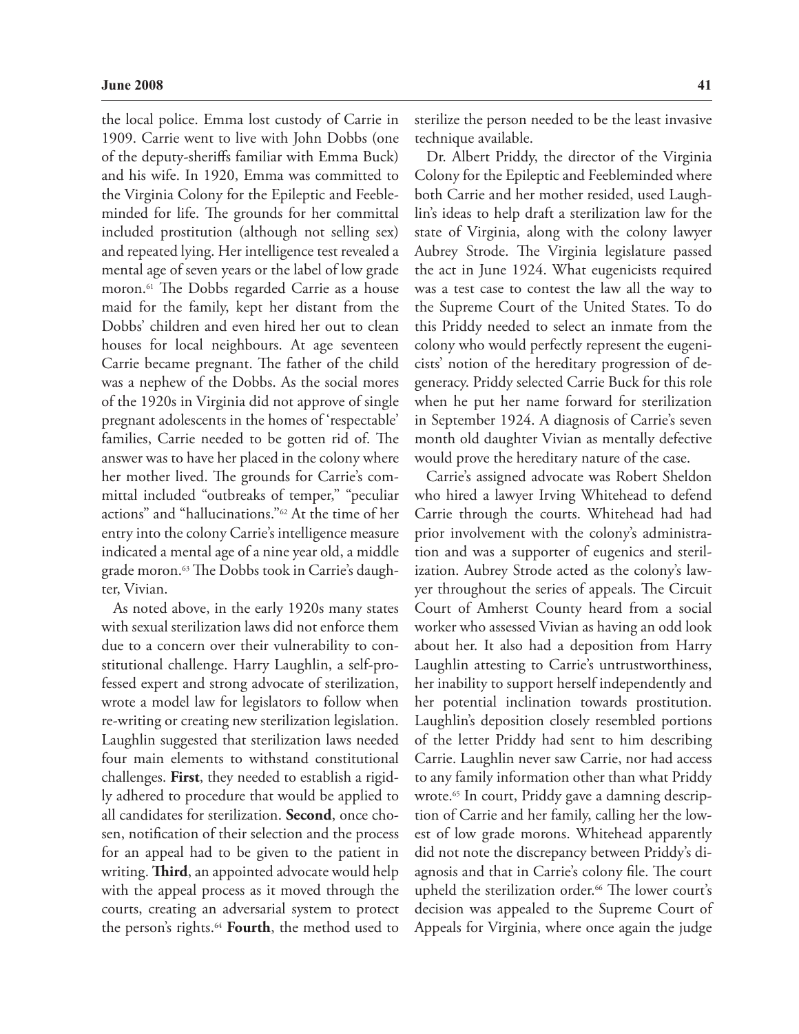the local police. Emma lost custody of Carrie in 1909. Carrie went to live with John Dobbs (one of the deputy-sheriffs familiar with Emma Buck) and his wife. In 1920, Emma was committed to the Virginia Colony for the Epileptic and Feebleminded for life. The grounds for her committal included prostitution (although not selling sex) and repeated lying. Her intelligence test revealed a mental age of seven years or the label of low grade moron.[61] The Dobbs regarded Carrie as a house maid for the family, kept her distant from the Dobbs' children and even hired her out to clean houses for local neighbours. At age seventeen Carrie became pregnant. The father of the child was a nephew of the Dobbs. As the social mores of the 1920s in Virginia did not approve of single pregnant adolescents in the homes of 'respectable' families, Carrie needed to be gotten rid of. The answer was to have her placed in the colony where her mother lived. The grounds for Carrie's committal included "outbreaks of temper," "peculiar actions" and "hallucinations."[62] At the time of her entry into the colony Carrie's intelligence measure indicated a mental age of a nine year old, a middle grade moron.[63] The Dobbs took in Carrie's daughter, Vivian.

As noted above, in the early 1920s many states with sexual sterilization laws did not enforce them due to a concern over their vulnerability to constitutional challenge. Harry Laughlin, a self-professed expert and strong advocate of sterilization, wrote a model law for legislators to follow when re-writing or creating new sterilization legislation. Laughlin suggested that sterilization laws needed four main elements to withstand constitutional challenges. **First**, they needed to establish a rigidly adhered to procedure that would be applied to all candidates for sterilization. **Second**, once chosen, notification of their selection and the process for an appeal had to be given to the patient in writing. **Third**, an appointed advocate would help with the appeal process as it moved through the courts, creating an adversarial system to protect the person's rights.[64] **Fourth**, the method used to sterilize the person needed to be the least invasive technique available.

Dr. Albert Priddy, the director of the Virginia Colony for the Epileptic and Feebleminded where both Carrie and her mother resided, used Laughlin's ideas to help draft a sterilization law for the state of Virginia, along with the colony lawyer Aubrey Strode. The Virginia legislature passed the act in June 1924. What eugenicists required was a test case to contest the law all the way to the Supreme Court of the United States. To do this Priddy needed to select an inmate from the colony who would perfectly represent the eugenicists' notion of the hereditary progression of degeneracy. Priddy selected Carrie Buck for this role when he put her name forward for sterilization in September 1924. A diagnosis of Carrie's seven month old daughter Vivian as mentally defective would prove the hereditary nature of the case.

Carrie's assigned advocate was Robert Sheldon who hired a lawyer Irving Whitehead to defend Carrie through the courts. Whitehead had had prior involvement with the colony's administration and was a supporter of eugenics and sterilization. Aubrey Strode acted as the colony's lawyer throughout the series of appeals. The Circuit Court of Amherst County heard from a social worker who assessed Vivian as having an odd look about her. It also had a deposition from Harry Laughlin attesting to Carrie's untrustworthiness, her inability to support herself independently and her potential inclination towards prostitution. Laughlin's deposition closely resembled portions of the letter Priddy had sent to him describing Carrie. Laughlin never saw Carrie, nor had access to any family information other than what Priddy wrote.[65] In court, Priddy gave a damning description of Carrie and her family, calling her the lowest of low grade morons. Whitehead apparently did not note the discrepancy between Priddy's diagnosis and that in Carrie's colony file. The court upheld the sterilization order.[66] The lower court's decision was appealed to the Supreme Court of Appeals for Virginia, where once again the judge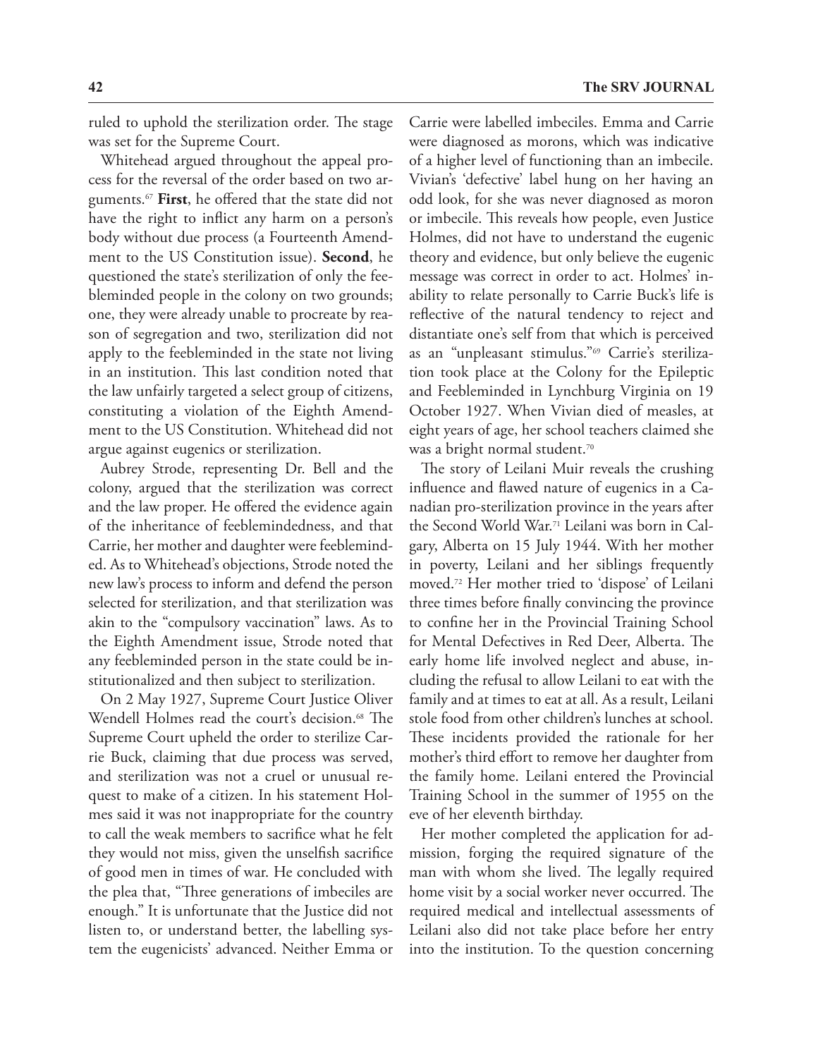ruled to uphold the sterilization order. The stage was set for the Supreme Court.

Whitehead argued throughout the appeal process for the reversal of the order based on two arguments.[67] **First**, he offered that the state did not have the right to inflict any harm on a person's body without due process (a Fourteenth Amendment to the US Constitution issue). **Second**, he questioned the state's sterilization of only the feebleminded people in the colony on two grounds; one, they were already unable to procreate by reason of segregation and two, sterilization did not apply to the feebleminded in the state not living in an institution. This last condition noted that the law unfairly targeted a select group of citizens, constituting a violation of the Eighth Amendment to the US Constitution. Whitehead did not argue against eugenics or sterilization.

Aubrey Strode, representing Dr. Bell and the colony, argued that the sterilization was correct and the law proper. He offered the evidence again of the inheritance of feeblemindedness, and that Carrie, her mother and daughter were feebleminded. As to Whitehead's objections, Strode noted the new law's process to inform and defend the person selected for sterilization, and that sterilization was akin to the "compulsory vaccination" laws. As to the Eighth Amendment issue, Strode noted that any feebleminded person in the state could be institutionalized and then subject to sterilization.

On 2 May 1927, Supreme Court Justice Oliver Wendell Holmes read the court's decision.[68] The Supreme Court upheld the order to sterilize Carrie Buck, claiming that due process was served, and sterilization was not a cruel or unusual request to make of a citizen. In his statement Holmes said it was not inappropriate for the country to call the weak members to sacrifice what he felt they would not miss, given the unselfish sacrifice of good men in times of war. He concluded with the plea that, "Three generations of imbeciles are enough." It is unfortunate that the Justice did not listen to, or understand better, the labelling system the eugenicists' advanced. Neither Emma or Carrie were labelled imbeciles. Emma and Carrie were diagnosed as morons, which was indicative of a higher level of functioning than an imbecile. Vivian's 'defective' label hung on her having an odd look, for she was never diagnosed as moron or imbecile. This reveals how people, even Justice Holmes, did not have to understand the eugenic theory and evidence, but only believe the eugenic message was correct in order to act. Holmes' inability to relate personally to Carrie Buck's life is reflective of the natural tendency to reject and distantiate one's self from that which is perceived as an "unpleasant stimulus."[69] Carrie's sterilization took place at the Colony for the Epileptic and Feebleminded in Lynchburg Virginia on 19 October 1927. When Vivian died of measles, at eight years of age, her school teachers claimed she was a bright normal student.[70]

The story of Leilani Muir reveals the crushing influence and flawed nature of eugenics in a Canadian pro-sterilization province in the years after the Second World War.[71] Leilani was born in Calgary, Alberta on 15 July 1944. With her mother in poverty, Leilani and her siblings frequently moved.[72] Her mother tried to 'dispose' of Leilani three times before finally convincing the province to confine her in the Provincial Training School for Mental Defectives in Red Deer, Alberta. The early home life involved neglect and abuse, including the refusal to allow Leilani to eat with the family and at times to eat at all. As a result, Leilani stole food from other children's lunches at school. These incidents provided the rationale for her mother's third effort to remove her daughter from the family home. Leilani entered the Provincial Training School in the summer of 1955 on the eve of her eleventh birthday.

Her mother completed the application for admission, forging the required signature of the man with whom she lived. The legally required home visit by a social worker never occurred. The required medical and intellectual assessments of Leilani also did not take place before her entry into the institution. To the question concerning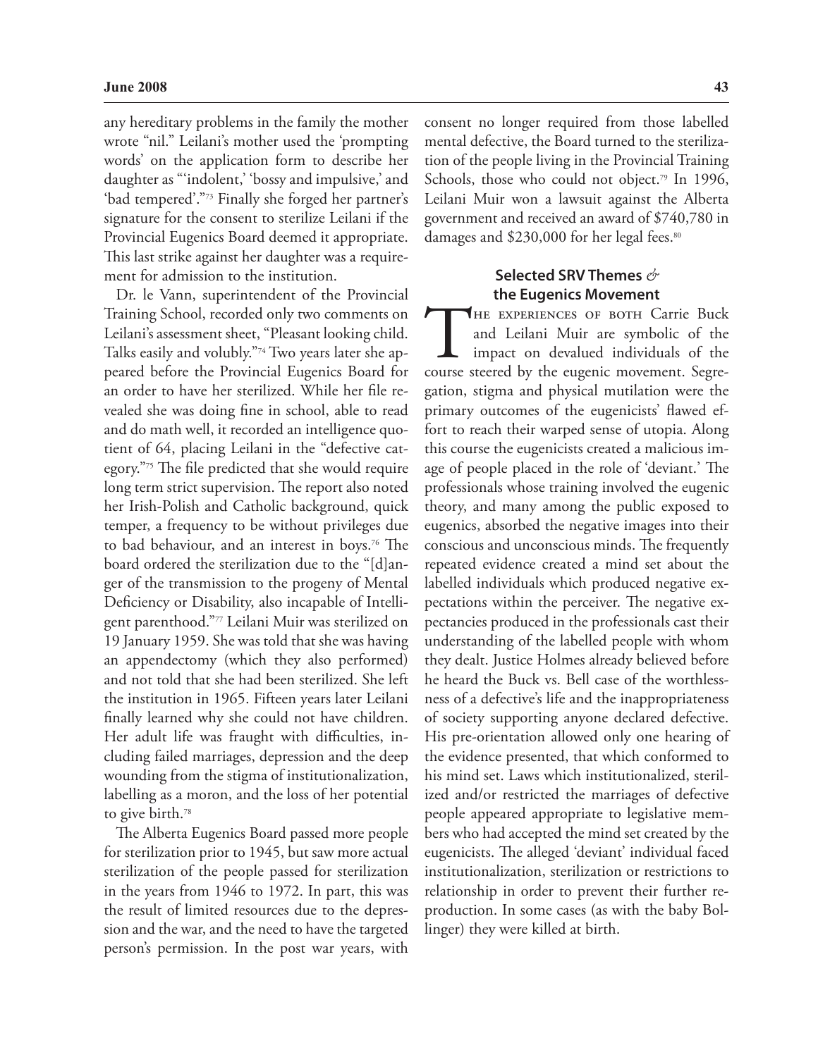any hereditary problems in the family the mother wrote "nil." Leilani's mother used the 'prompting words' on the application form to describe her daughter as "'indolent,' 'bossy and impulsive,' and 'bad tempered'."[73] Finally she forged her partner's signature for the consent to sterilize Leilani if the Provincial Eugenics Board deemed it appropriate. This last strike against her daughter was a requirement for admission to the institution.

Dr. le Vann, superintendent of the Provincial Training School, recorded only two comments on Leilani's assessment sheet, "Pleasant looking child. Talks easily and volubly."[74] Two years later she appeared before the Provincial Eugenics Board for an order to have her sterilized. While her file revealed she was doing fine in school, able to read and do math well, it recorded an intelligence quotient of 64, placing Leilani in the "defective category."[75] The file predicted that she would require long term strict supervision. The report also noted her Irish-Polish and Catholic background, quick temper, a frequency to be without privileges due to bad behaviour, and an interest in boys.[76] The board ordered the sterilization due to the "[d]anger of the transmission to the progeny of Mental Deficiency or Disability, also incapable of Intelligent parenthood."[77] Leilani Muir was sterilized on 19 January 1959. She was told that she was having an appendectomy (which they also performed) and not told that she had been sterilized. She left the institution in 1965. Fifteen years later Leilani finally learned why she could not have children. Her adult life was fraught with difficulties, including failed marriages, depression and the deep wounding from the stigma of institutionalization, labelling as a moron, and the loss of her potential to give birth.[78]

The Alberta Eugenics Board passed more people for sterilization prior to 1945, but saw more actual sterilization of the people passed for sterilization in the years from 1946 to 1972. In part, this was the result of limited resources due to the depression and the war, and the need to have the targeted person's permission. In the post war years, with consent no longer required from those labelled mental defective, the Board turned to the sterilization of the people living in the Provincial Training Schools, those who could not object.[79] In 1996, Leilani Muir won a lawsuit against the Alberta government and received an award of $740,780 in damages and $230,000 for her legal fees.[80]

## Selected SRV Themes *&* the Eugenics Movement

The experiences of both Carrie Buck and Leilani Muir are symbolic of the impact on devalued individuals of the course steered by the eugenic movement. Segregation, stigma and physical mutilation were the primary outcomes of the eugenicists' flawed effort to reach their warped sense of utopia. Along this course the eugenicists created a malicious image of people placed in the role of 'deviant.' The professionals whose training involved the eugenic theory, and many among the public exposed to eugenics, absorbed the negative images into their conscious and unconscious minds. The frequently repeated evidence created a mind set about the labelled individuals which produced negative expectations within the perceiver. The negative expectancies produced in the professionals cast their understanding of the labelled people with whom they dealt. Justice Holmes already believed before he heard the Buck vs. Bell case of the worthlessness of a defective's life and the inappropriateness of society supporting anyone declared defective. His pre-orientation allowed only one hearing of the evidence presented, that which conformed to his mind set. Laws which institutionalized, sterilized and/or restricted the marriages of defective people appeared appropriate to legislative members who had accepted the mind set created by the eugenicists. The alleged 'deviant' individual faced institutionalization, sterilization or restrictions to relationship in order to prevent their further reproduction. In some cases (as with the baby Bollinger) they were killed at birth.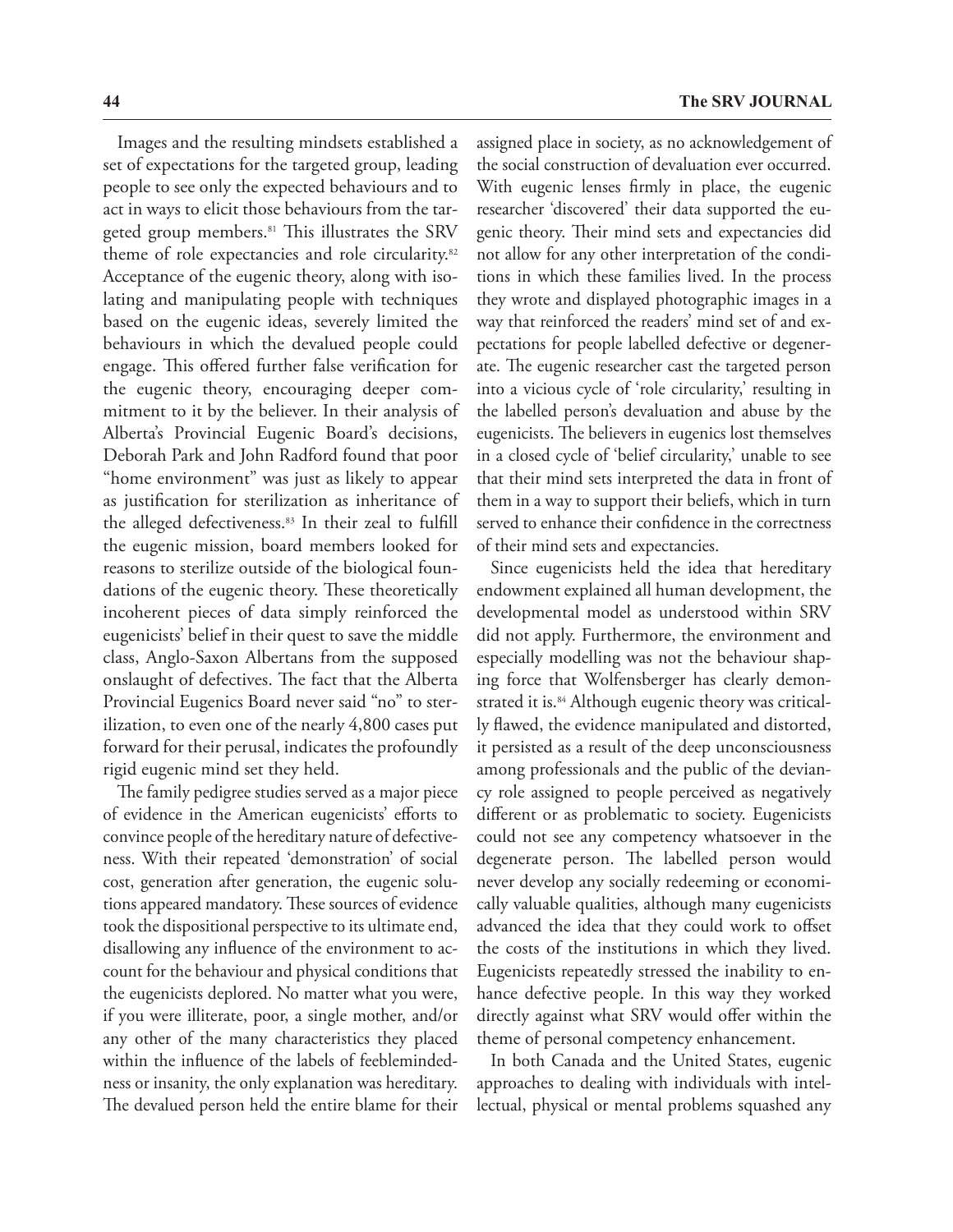Images and the resulting mindsets established a set of expectations for the targeted group, leading people to see only the expected behaviours and to act in ways to elicit those behaviours from the targeted group members.[81] This illustrates the SRV theme of role expectancies and role circularity.[82] Acceptance of the eugenic theory, along with isolating and manipulating people with techniques based on the eugenic ideas, severely limited the behaviours in which the devalued people could engage. This offered further false verification for the eugenic theory, encouraging deeper commitment to it by the believer. In their analysis of Alberta's Provincial Eugenic Board's decisions, Deborah Park and John Radford found that poor "home environment" was just as likely to appear as justification for sterilization as inheritance of the alleged defectiveness.[83] In their zeal to fulfill the eugenic mission, board members looked for reasons to sterilize outside of the biological foundations of the eugenic theory. These theoretically incoherent pieces of data simply reinforced the eugenicists' belief in their quest to save the middle class, Anglo-Saxon Albertans from the supposed onslaught of defectives. The fact that the Alberta Provincial Eugenics Board never said "no" to sterilization, to even one of the nearly 4,800 cases put forward for their perusal, indicates the profoundly rigid eugenic mind set they held.

The family pedigree studies served as a major piece of evidence in the American eugenicists' efforts to convince people of the hereditary nature of defectiveness. With their repeated 'demonstration' of social cost, generation after generation, the eugenic solutions appeared mandatory. These sources of evidence took the dispositional perspective to its ultimate end, disallowing any influence of the environment to account for the behaviour and physical conditions that the eugenicists deplored. No matter what you were, if you were illiterate, poor, a single mother, and/or any other of the many characteristics they placed within the influence of the labels of feeblemindedness or insanity, the only explanation was hereditary. The devalued person held the entire blame for their assigned place in society, as no acknowledgement of the social construction of devaluation ever occurred. With eugenic lenses firmly in place, the eugenic researcher 'discovered' their data supported the eugenic theory. Their mind sets and expectancies did not allow for any other interpretation of the conditions in which these families lived. In the process they wrote and displayed photographic images in a way that reinforced the readers' mind set of and expectations for people labelled defective or degenerate. The eugenic researcher cast the targeted person into a vicious cycle of 'role circularity,' resulting in the labelled person's devaluation and abuse by the eugenicists. The believers in eugenics lost themselves in a closed cycle of 'belief circularity,' unable to see that their mind sets interpreted the data in front of them in a way to support their beliefs, which in turn served to enhance their confidence in the correctness of their mind sets and expectancies.

Since eugenicists held the idea that hereditary endowment explained all human development, the developmental model as understood within SRV did not apply. Furthermore, the environment and especially modelling was not the behaviour shaping force that Wolfensberger has clearly demonstrated it is.[84] Although eugenic theory was critically flawed, the evidence manipulated and distorted, it persisted as a result of the deep unconsciousness among professionals and the public of the deviancy role assigned to people perceived as negatively different or as problematic to society. Eugenicists could not see any competency whatsoever in the degenerate person. The labelled person would never develop any socially redeeming or economically valuable qualities, although many eugenicists advanced the idea that they could work to offset the costs of the institutions in which they lived. Eugenicists repeatedly stressed the inability to enhance defective people. In this way they worked directly against what SRV would offer within the theme of personal competency enhancement.

In both Canada and the United States, eugenic approaches to dealing with individuals with intellectual, physical or mental problems squashed any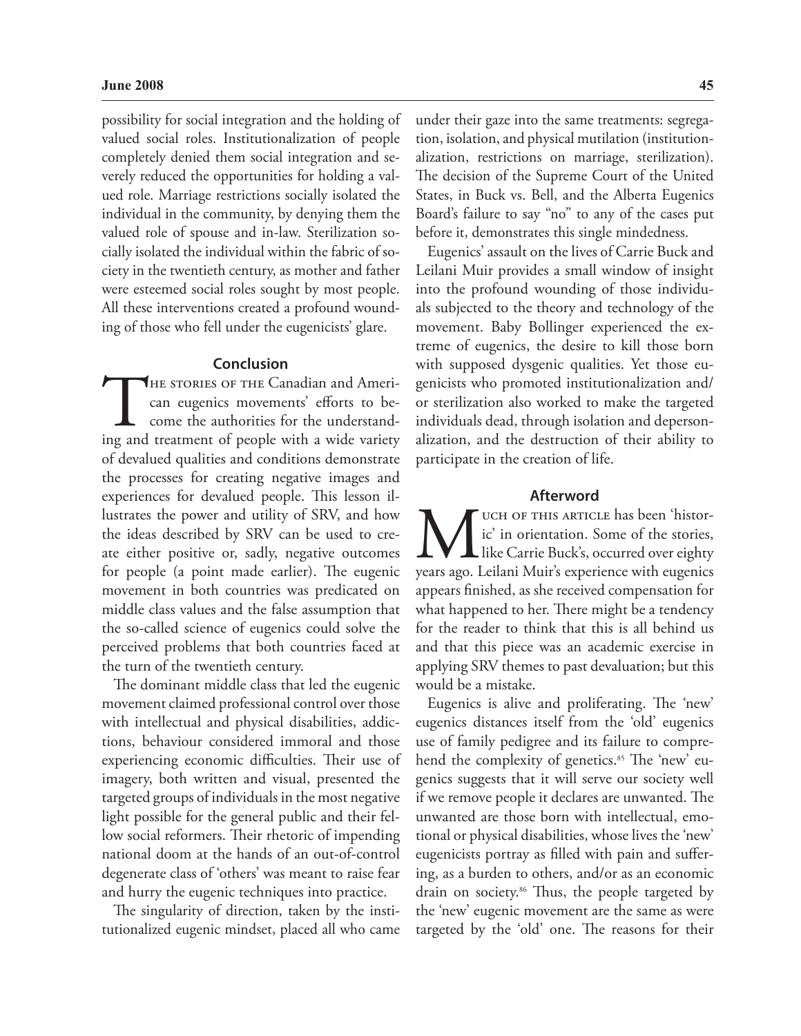possibility for social integration and the holding of valued social roles. Institutionalization of people completely denied them social integration and severely reduced the opportunities for holding a valued role. Marriage restrictions socially isolated the individual in the community, by denying them the valued role of spouse and in-law. Sterilization socially isolated the individual within the fabric of society in the twentieth century, as mother and father were esteemed social roles sought by most people. All these interventions created a profound wounding of those who fell under the eugenicists' glare.

## Conclusion

The stories of the Canadian and American eugenics movements' efforts to become the authorities for the understanding and treatment of people with a wide variety of devalued qualities and conditions demonstrate the processes for creating negative images and experiences for devalued people. This lesson illustrates the power and utility of SRV, and how the ideas described by SRV can be used to create either positive or, sadly, negative outcomes for people (a point made earlier). The eugenic movement in both countries was predicated on middle class values and the false assumption that the so-called science of eugenics could solve the perceived problems that both countries faced at the turn of the twentieth century.

The dominant middle class that led the eugenic movement claimed professional control over those with intellectual and physical disabilities, addictions, behaviour considered immoral and those experiencing economic difficulties. Their use of imagery, both written and visual, presented the targeted groups of individuals in the most negative light possible for the general public and their fellow social reformers. Their rhetoric of impending national doom at the hands of an out-of-control degenerate class of 'others' was meant to raise fear and hurry the eugenic techniques into practice.

The singularity of direction, taken by the institutionalized eugenic mindset, placed all who came under their gaze into the same treatments: segregation, isolation, and physical mutilation (institutionalization, restrictions on marriage, sterilization). The decision of the Supreme Court of the United States, in Buck vs. Bell, and the Alberta Eugenics Board's failure to say "no" to any of the cases put before it, demonstrates this single mindedness.

Eugenics' assault on the lives of Carrie Buck and Leilani Muir provides a small window of insight into the profound wounding of those individuals subjected to the theory and technology of the movement. Baby Bollinger experienced the extreme of eugenics, the desire to kill those born with supposed dysgenic qualities. Yet those eugenicists who promoted institutionalization and/or sterilization also worked to make the targeted individuals dead, through isolation and depersonalization, and the destruction of their ability to participate in the creation of life.

## Afterword

Much of this article has been 'historic' in orientation. Some of the stories, like Carrie Buck's, occurred over eighty years ago. Leilani Muir's experience with eugenics appears finished, as she received compensation for what happened to her. There might be a tendency for the reader to think that this is all behind us and that this piece was an academic exercise in applying SRV themes to past devaluation; but this would be a mistake.

Eugenics is alive and proliferating. The 'new' eugenics distances itself from the 'old' eugenics use of family pedigree and its failure to comprehend the complexity of genetics.[85] The 'new' eugenics suggests that it will serve our society well if we remove people it declares are unwanted. The unwanted are those born with intellectual, emotional or physical disabilities, whose lives the 'new' eugenicists portray as filled with pain and suffering, as a burden to others, and/or as an economic drain on society.[86] Thus, the people targeted by the 'new' eugenic movement are the same as were targeted by the 'old' one. The reasons for their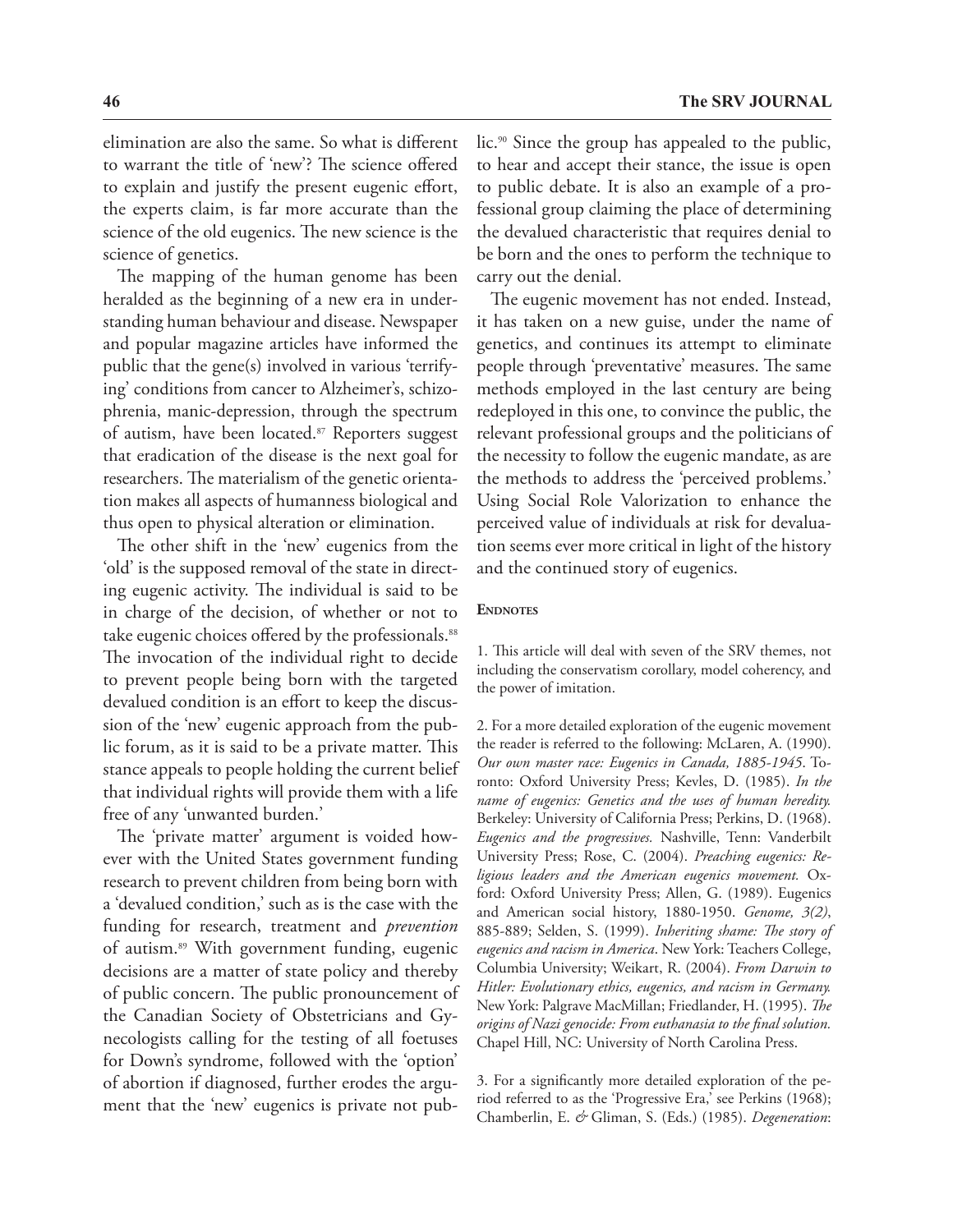elimination are also the same. So what is different to warrant the title of 'new'? The science offered to explain and justify the present eugenic effort, the experts claim, is far more accurate than the science of the old eugenics. The new science is the science of genetics.

The mapping of the human genome has been heralded as the beginning of a new era in understanding human behaviour and disease. Newspaper and popular magazine articles have informed the public that the gene(s) involved in various 'terrifying' conditions from cancer to Alzheimer's, schizophrenia, manic-depression, through the spectrum of autism, have been located.[87] Reporters suggest that eradication of the disease is the next goal for researchers. The materialism of the genetic orientation makes all aspects of humanness biological and thus open to physical alteration or elimination.

The other shift in the 'new' eugenics from the 'old' is the supposed removal of the state in directing eugenic activity. The individual is said to be in charge of the decision, of whether or not to take eugenic choices offered by the professionals.[88] The invocation of the individual right to decide to prevent people being born with the targeted devalued condition is an effort to keep the discussion of the 'new' eugenic approach from the public forum, as it is said to be a private matter. This stance appeals to people holding the current belief that individual rights will provide them with a life free of any 'unwanted burden.'

The 'private matter' argument is voided however with the United States government funding research to prevent children from being born with a 'devalued condition,' such as is the case with the funding for research, treatment and *prevention* of autism.[89] With government funding, eugenic decisions are a matter of state policy and thereby of public concern. The public pronouncement of the Canadian Society of Obstetricians and Gynecologists calling for the testing of all foetuses for Down's syndrome, followed with the 'option' of abortion if diagnosed, further erodes the argument that the 'new' eugenics is private not public.[90] Since the group has appealed to the public, to hear and accept their stance, the issue is open to public debate. It is also an example of a professional group claiming the place of determining the devalued characteristic that requires denial to be born and the ones to perform the technique to carry out the denial.

The eugenic movement has not ended. Instead, it has taken on a new guise, under the name of genetics, and continues its attempt to eliminate people through 'preventative' measures. The same methods employed in the last century are being redeployed in this one, to convince the public, the relevant professional groups and the politicians of the necessity to follow the eugenic mandate, as are the methods to address the 'perceived problems.' Using Social Role Valorization to enhance the perceived value of individuals at risk for devaluation seems ever more critical in light of the history and the continued story of eugenics.

## Endnotes

1. This article will deal with seven of the SRV themes, not including the conservatism corollary, model coherency, and the power of imitation.

2. For a more detailed exploration of the eugenic movement the reader is referred to the following: McLaren, A. (1990). *Our own master race: Eugenics in Canada, 1885-1945*. Toronto: Oxford University Press; Kevles, D. (1985). *In the name of eugenics: Genetics and the uses of human heredity.* Berkeley: University of California Press; Perkins, D. (1968). *Eugenics and the progressives.* Nashville, Tenn: Vanderbilt University Press; Rose, C. (2004). *Preaching eugenics: Religious leaders and the American eugenics movement.* Oxford: Oxford University Press; Allen, G. (1989). Eugenics and American social history, 1880-1950. *Genome, 3(2)*, 885-889; Selden, S. (1999). *Inheriting shame: The story of eugenics and racism in America*. New York: Teachers College, Columbia University; Weikart, R. (2004). *From Darwin to Hitler: Evolutionary ethics, eugenics, and racism in Germany.* New York: Palgrave MacMillan; Friedlander, H. (1995). *The origins of Nazi genocide: From euthanasia to the final solution.* Chapel Hill, NC: University of North Carolina Press.

3. For a significantly more detailed exploration of the period referred to as the 'Progressive Era,' see Perkins (1968); Chamberlin, E. & Gliman, S. (Eds.) (1985). *Degeneration*: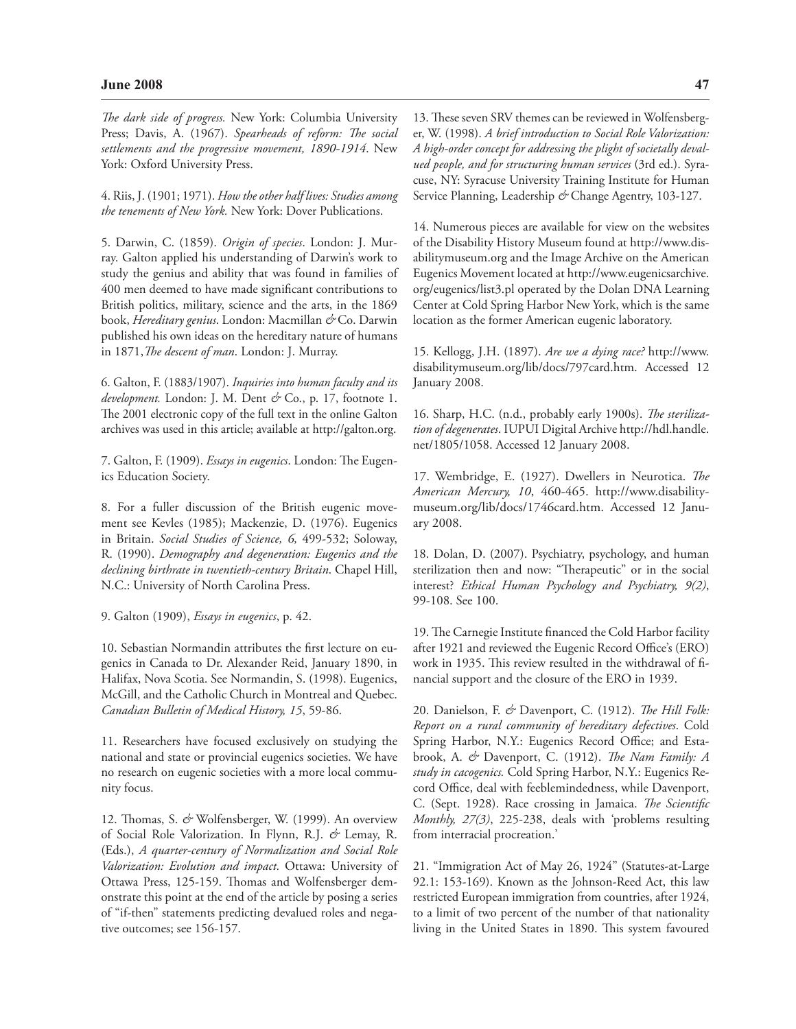*The dark side of progress.* New York: Columbia University Press; Davis, A. (1967). *Spearheads of reform: The social settlements and the progressive movement, 1890-1914*. New York: Oxford University Press.

4. Riis, J. (1901; 1971). *How the other half lives: Studies among the tenements of New York.* New York: Dover Publications.

5. Darwin, C. (1859). *Origin of species*. London: J. Murray. Galton applied his understanding of Darwin's work to study the genius and ability that was found in families of 400 men deemed to have made significant contributions to British politics, military, science and the arts, in the 1869 book, *Hereditary genius*. London: Macmillan & Co. Darwin published his own ideas on the hereditary nature of humans in 1871, *The descent of man*. London: J. Murray.

6. Galton, F. (1883/1907). *Inquiries into human faculty and its development.* London: J. M. Dent & Co., p. 17, footnote 1. The 2001 electronic copy of the full text in the online Galton archives was used in this article; available at http://galton.org.

7. Galton, F. (1909). *Essays in eugenics*. London: The Eugenics Education Society.

8. For a fuller discussion of the British eugenic movement see Kevles (1985); Mackenzie, D. (1976). Eugenics in Britain. *Social Studies of Science, 6,* 499-532; Soloway, R. (1990). *Demography and degeneration: Eugenics and the declining birthrate in twentieth-century Britain*. Chapel Hill, N.C.: University of North Carolina Press.

9. Galton (1909), *Essays in eugenics*, p. 42.

10. Sebastian Normandin attributes the first lecture on eugenics in Canada to Dr. Alexander Reid, January 1890, in Halifax, Nova Scotia. See Normandin, S. (1998). Eugenics, McGill, and the Catholic Church in Montreal and Quebec. *Canadian Bulletin of Medical History, 15*, 59-86.

11. Researchers have focused exclusively on studying the national and state or provincial eugenics societies. We have no research on eugenic societies with a more local community focus.

12. Thomas, S. & Wolfensberger, W. (1999). An overview of Social Role Valorization. In Flynn, R.J. & Lemay, R. (Eds.), *A quarter-century of Normalization and Social Role Valorization: Evolution and impact.* Ottawa: University of Ottawa Press, 125-159. Thomas and Wolfensberger demonstrate this point at the end of the article by posing a series of "if-then" statements predicting devalued roles and negative outcomes; see 156-157.

13. These seven SRV themes can be reviewed in Wolfensberger, W. (1998). *A brief introduction to Social Role Valorization: A high-order concept for addressing the plight of societally devalued people, and for structuring human services* (3rd ed.). Syracuse, NY: Syracuse University Training Institute for Human Service Planning, Leadership & Change Agentry, 103-127.

14. Numerous pieces are available for view on the websites of the Disability History Museum found at http://www.disabilitymuseum.org and the Image Archive on the American Eugenics Movement located at http://www.eugenicsarchive.org/eugenics/list3.pl operated by the Dolan DNA Learning Center at Cold Spring Harbor New York, which is the same location as the former American eugenic laboratory.

15. Kellogg, J.H. (1897). *Are we a dying race?* http://www.disabilitymuseum.org/lib/docs/797card.htm. Accessed 12 January 2008.

16. Sharp, H.C. (n.d., probably early 1900s). *The sterilization of degenerates*. IUPUI Digital Archive http://hdl.handle.net/1805/1058. Accessed 12 January 2008.

17. Wembridge, E. (1927). Dwellers in Neurotica. *The American Mercury, 10*, 460-465. http://www.disabilitymuseum.org/lib/docs/1746card.htm. Accessed 12 January 2008.

18. Dolan, D. (2007). Psychiatry, psychology, and human sterilization then and now: "Therapeutic" or in the social interest? *Ethical Human Psychology and Psychiatry, 9(2)*, 99-108. See 100.

19. The Carnegie Institute financed the Cold Harbor facility after 1921 and reviewed the Eugenic Record Office's (ERO) work in 1935. This review resulted in the withdrawal of financial support and the closure of the ERO in 1939.

20. Danielson, F. & Davenport, C. (1912). *The Hill Folk: Report on a rural community of hereditary defectives*. Cold Spring Harbor, N.Y.: Eugenics Record Office; and Estabrook, A. & Davenport, C. (1912). *The Nam Family: A study in cacogenics.* Cold Spring Harbor, N.Y.: Eugenics Record Office, deal with feeblemindedness, while Davenport, C. (Sept. 1928). Race crossing in Jamaica. *The Scientific Monthly, 27(3)*, 225-238, deals with 'problems resulting from interracial procreation.'

21. "Immigration Act of May 26, 1924" (Statutes-at-Large 92.1: 153-169). Known as the Johnson-Reed Act, this law restricted European immigration from countries, after 1924, to a limit of two percent of the number of that nationality living in the United States in 1890. This system favoured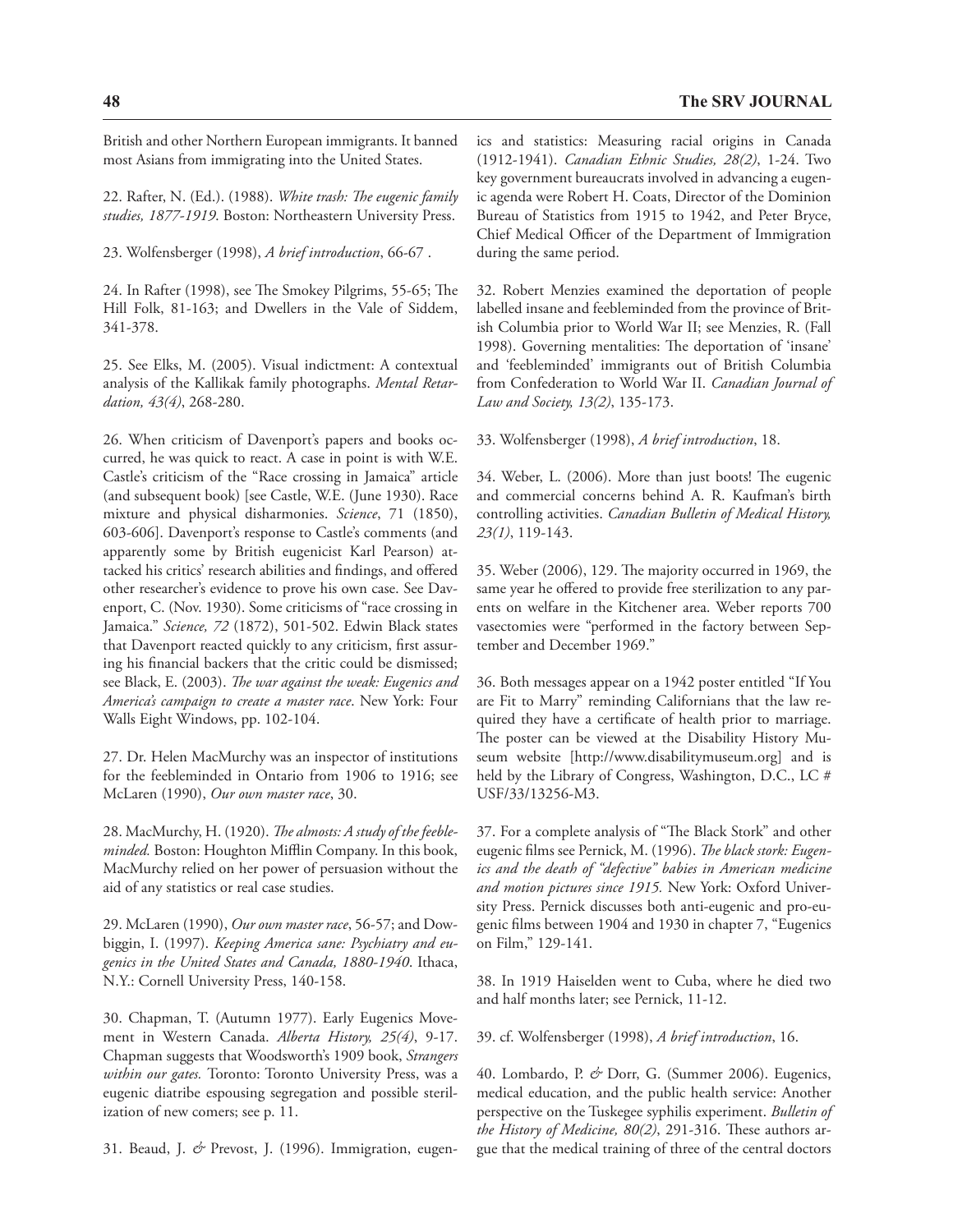British and other Northern European immigrants. It banned most Asians from immigrating into the United States.

22. Rafter, N. (Ed.). (1988). *White trash: The eugenic family studies, 1877-1919*. Boston: Northeastern University Press.

23. Wolfensberger (1998), *A brief introduction*, 66-67 .

24. In Rafter (1998), see The Smokey Pilgrims, 55-65; The Hill Folk, 81-163; and Dwellers in the Vale of Siddem, 341-378.

25. See Elks, M. (2005). Visual indictment: A contextual analysis of the Kallikak family photographs. *Mental Retardation, 43(4)*, 268-280.

26. When criticism of Davenport's papers and books occurred, he was quick to react. A case in point is with W.E. Castle's criticism of the "Race crossing in Jamaica" article (and subsequent book) [see Castle, W.E. (June 1930). Race mixture and physical disharmonies. *Science*, 71 (1850), 603-606]. Davenport's response to Castle's comments (and apparently some by British eugenicist Karl Pearson) attacked his critics' research abilities and findings, and offered other researcher's evidence to prove his own case. See Davenport, C. (Nov. 1930). Some criticisms of "race crossing in Jamaica." *Science, 72* (1872), 501-502. Edwin Black states that Davenport reacted quickly to any criticism, first assuring his financial backers that the critic could be dismissed; see Black, E. (2003). *The war against the weak: Eugenics and America's campaign to create a master race*. New York: Four Walls Eight Windows, pp. 102-104.

27. Dr. Helen MacMurchy was an inspector of institutions for the feebleminded in Ontario from 1906 to 1916; see McLaren (1990), *Our own master race*, 30.

28. MacMurchy, H. (1920). *The almosts: A study of the feebleminded.* Boston: Houghton Mifflin Company. In this book, MacMurchy relied on her power of persuasion without the aid of any statistics or real case studies.

29. McLaren (1990), *Our own master race*, 56-57; and Dowbiggin, I. (1997). *Keeping America sane: Psychiatry and eugenics in the United States and Canada, 1880-1940*. Ithaca, N.Y.: Cornell University Press, 140-158.

30. Chapman, T. (Autumn 1977). Early Eugenics Movement in Western Canada. *Alberta History, 25(4)*, 9-17. Chapman suggests that Woodsworth's 1909 book, *Strangers within our gates.* Toronto: Toronto University Press, was a eugenic diatribe espousing segregation and possible sterilization of new comers; see p. 11.

31. Beaud, J. *&* Prevost, J. (1996). Immigration, eugenics and statistics: Measuring racial origins in Canada (1912-1941). *Canadian Ethnic Studies, 28(2)*, 1-24. Two key government bureaucrats involved in advancing a eugenic agenda were Robert H. Coats, Director of the Dominion Bureau of Statistics from 1915 to 1942, and Peter Bryce, Chief Medical Officer of the Department of Immigration during the same period.

32. Robert Menzies examined the deportation of people labelled insane and feebleminded from the province of British Columbia prior to World War II; see Menzies, R. (Fall 1998). Governing mentalities: The deportation of 'insane' and 'feebleminded' immigrants out of British Columbia from Confederation to World War II. *Canadian Journal of Law and Society, 13(2)*, 135-173.

33. Wolfensberger (1998), *A brief introduction*, 18.

34. Weber, L. (2006). More than just boots! The eugenic and commercial concerns behind A. R. Kaufman's birth controlling activities. *Canadian Bulletin of Medical History, 23(1)*, 119-143.

35. Weber (2006), 129. The majority occurred in 1969, the same year he offered to provide free sterilization to any parents on welfare in the Kitchener area. Weber reports 700 vasectomies were "performed in the factory between September and December 1969."

36. Both messages appear on a 1942 poster entitled "If You are Fit to Marry" reminding Californians that the law required they have a certificate of health prior to marriage. The poster can be viewed at the Disability History Museum website [http://www.disabilitymuseum.org] and is held by the Library of Congress, Washington, D.C., LC # USF/33/13256-M3.

37. For a complete analysis of "The Black Stork" and other eugenic films see Pernick, M. (1996). *The black stork: Eugenics and the death of "defective" babies in American medicine and motion pictures since 1915.* New York: Oxford University Press. Pernick discusses both anti-eugenic and pro-eugenic films between 1904 and 1930 in chapter 7, "Eugenics on Film," 129-141.

38. In 1919 Haiselden went to Cuba, where he died two and half months later; see Pernick, 11-12.

39. cf. Wolfensberger (1998), *A brief introduction*, 16.

40. Lombardo, P. *&* Dorr, G. (Summer 2006). Eugenics, medical education, and the public health service: Another perspective on the Tuskegee syphilis experiment. *Bulletin of the History of Medicine, 80(2)*, 291-316. These authors argue that the medical training of three of the central doctors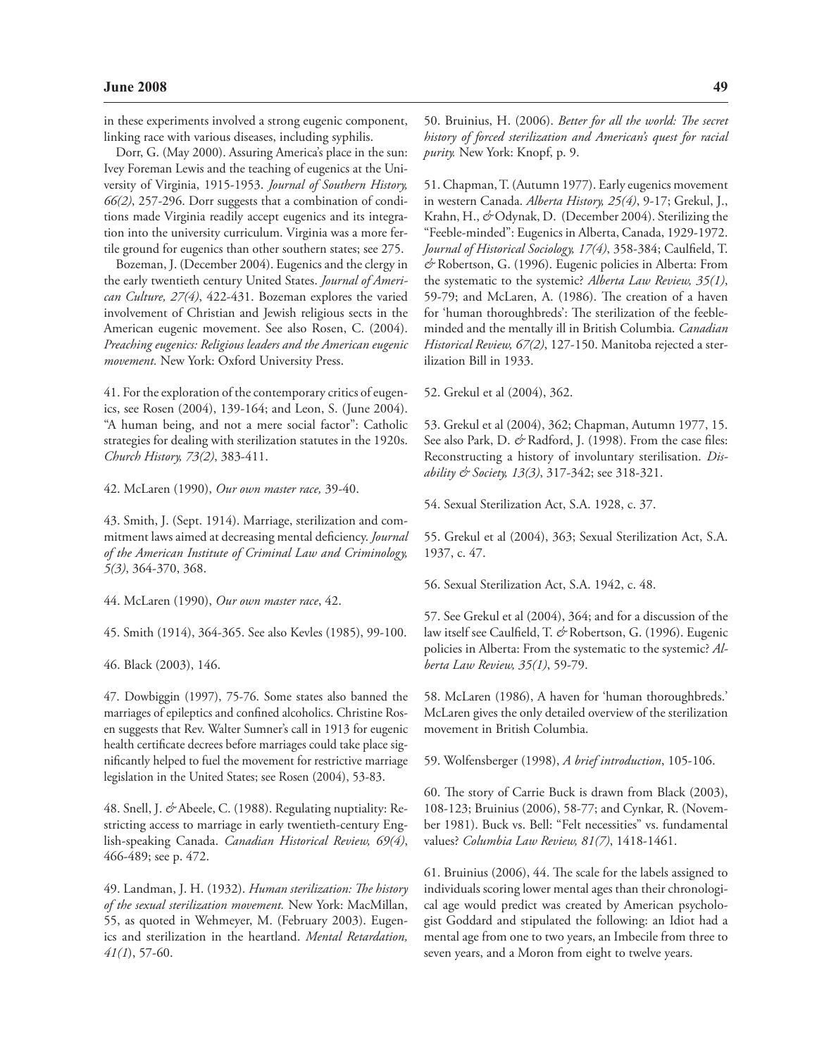in these experiments involved a strong eugenic component, linking race with various diseases, including syphilis.

Dorr, G. (May 2000). Assuring America's place in the sun: Ivey Foreman Lewis and the teaching of eugenics at the University of Virginia, 1915-1953. *Journal of Southern History, 66(2)*, 257-296. Dorr suggests that a combination of conditions made Virginia readily accept eugenics and its integration into the university curriculum. Virginia was a more fertile ground for eugenics than other southern states; see 275.

Bozeman, J. (December 2004). Eugenics and the clergy in the early twentieth century United States. *Journal of American Culture, 27(4)*, 422-431. Bozeman explores the varied involvement of Christian and Jewish religious sects in the American eugenic movement. See also Rosen, C. (2004). *Preaching eugenics: Religious leaders and the American eugenic movement.* New York: Oxford University Press.

41. For the exploration of the contemporary critics of eugenics, see Rosen (2004), 139-164; and Leon, S. (June 2004). "A human being, and not a mere social factor": Catholic strategies for dealing with sterilization statutes in the 1920s. *Church History, 73(2)*, 383-411.

42. McLaren (1990), *Our own master race,* 39-40.

43. Smith, J. (Sept. 1914). Marriage, sterilization and commitment laws aimed at decreasing mental deficiency. *Journal of the American Institute of Criminal Law and Criminology, 5(3)*, 364-370, 368.

44. McLaren (1990), *Our own master race*, 42.

45. Smith (1914), 364-365. See also Kevles (1985), 99-100.

46. Black (2003), 146.

47. Dowbiggin (1997), 75-76. Some states also banned the marriages of epileptics and confined alcoholics. Christine Rosen suggests that Rev. Walter Sumner's call in 1913 for eugenic health certificate decrees before marriages could take place significantly helped to fuel the movement for restrictive marriage legislation in the United States; see Rosen (2004), 53-83.

48. Snell, J. *&* Abeele, C. (1988). Regulating nuptiality: Restricting access to marriage in early twentieth-century English-speaking Canada. *Canadian Historical Review, 69(4)*, 466-489; see p. 472.

49. Landman, J. H. (1932). *Human sterilization: The history of the sexual sterilization movement.* New York: MacMillan, 55, as quoted in Wehmeyer, M. (February 2003). Eugenics and sterilization in the heartland. *Mental Retardation, 41(1*), 57-60.

50. Bruinius, H. (2006). *Better for all the world: The secret history of forced sterilization and American's quest for racial purity.* New York: Knopf, p. 9.

51. Chapman, T. (Autumn 1977). Early eugenics movement in western Canada. *Alberta History, 25(4)*, 9-17; Grekul, J., Krahn, H., *&* Odynak, D. (December 2004). Sterilizing the "Feeble-minded": Eugenics in Alberta, Canada, 1929-1972. *Journal of Historical Sociology, 17(4)*, 358-384; Caulfield, T. *&* Robertson, G. (1996). Eugenic policies in Alberta: From the systematic to the systemic? *Alberta Law Review, 35(1)*, 59-79; and McLaren, A. (1986). The creation of a haven for 'human thoroughbreds': The sterilization of the feebleminded and the mentally ill in British Columbia. *Canadian Historical Review, 67(2)*, 127-150. Manitoba rejected a sterilization Bill in 1933.

52. Grekul et al (2004), 362.

53. Grekul et al (2004), 362; Chapman, Autumn 1977, 15. See also Park, D. *&* Radford, J. (1998). From the case files: Reconstructing a history of involuntary sterilisation. *Disability & Society, 13(3)*, 317-342; see 318-321.

54. Sexual Sterilization Act, S.A. 1928, c. 37.

55. Grekul et al (2004), 363; Sexual Sterilization Act, S.A. 1937, c. 47.

56. Sexual Sterilization Act, S.A. 1942, c. 48.

57. See Grekul et al (2004), 364; and for a discussion of the law itself see Caulfield, T. *&* Robertson, G. (1996). Eugenic policies in Alberta: From the systematic to the systemic? *Alberta Law Review, 35(1)*, 59-79.

58. McLaren (1986), A haven for 'human thoroughbreds.' McLaren gives the only detailed overview of the sterilization movement in British Columbia.

59. Wolfensberger (1998), *A brief introduction*, 105-106.

60. The story of Carrie Buck is drawn from Black (2003), 108-123; Bruinius (2006), 58-77; and Cynkar, R. (November 1981). Buck vs. Bell: "Felt necessities" vs. fundamental values? *Columbia Law Review, 81(7)*, 1418-1461.

61. Bruinius (2006), 44. The scale for the labels assigned to individuals scoring lower mental ages than their chronological age would predict was created by American psychologist Goddard and stipulated the following: an Idiot had a mental age from one to two years, an Imbecile from three to seven years, and a Moron from eight to twelve years.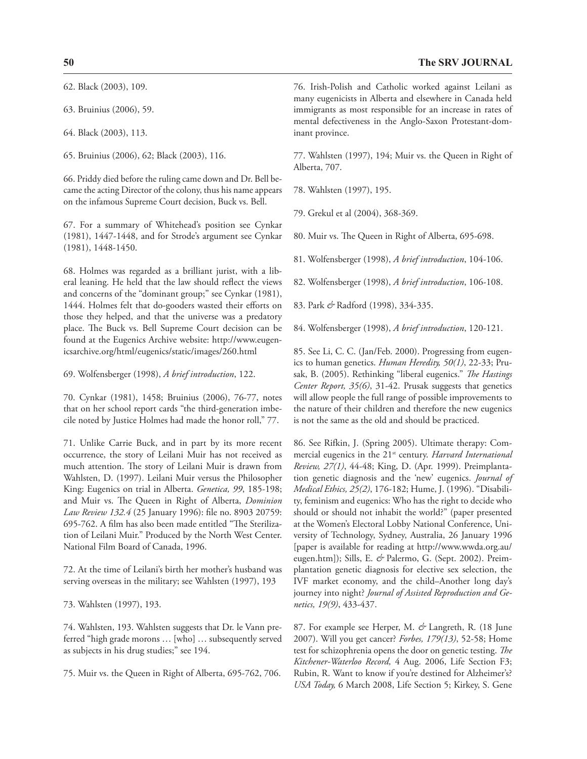62. Black (2003), 109.

63. Bruinius (2006), 59.

64. Black (2003), 113.

65. Bruinius (2006), 62; Black (2003), 116.

66. Priddy died before the ruling came down and Dr. Bell became the acting Director of the colony, thus his name appears on the infamous Supreme Court decision, Buck vs. Bell.

67. For a summary of Whitehead's position see Cynkar (1981), 1447-1448, and for Strode's argument see Cynkar (1981), 1448-1450.

68. Holmes was regarded as a brilliant jurist, with a liberal leaning. He held that the law should reflect the views and concerns of the "dominant group;" see Cynkar (1981), 1444. Holmes felt that do-gooders wasted their efforts on those they helped, and that the universe was a predatory place. The Buck vs. Bell Supreme Court decision can be found at the Eugenics Archive website: http://www.eugenicsarchive.org/html/eugenics/static/images/260.html

69. Wolfensberger (1998), *A brief introduction*, 122.

70. Cynkar (1981), 1458; Bruinius (2006), 76-77, notes that on her school report cards "the third-generation imbecile noted by Justice Holmes had made the honor roll," 77.

71. Unlike Carrie Buck, and in part by its more recent occurrence, the story of Leilani Muir has not received as much attention. The story of Leilani Muir is drawn from Wahlsten, D. (1997). Leilani Muir versus the Philosopher King: Eugenics on trial in Alberta. *Genetica, 99*, 185-198; and Muir vs. The Queen in Right of Alberta, *Dominion Law Review 132.4* (25 January 1996): file no. 8903 20759: 695-762. A film has also been made entitled "The Sterilization of Leilani Muir." Produced by the North West Center. National Film Board of Canada, 1996.

72. At the time of Leilani's birth her mother's husband was serving overseas in the military; see Wahlsten (1997), 193

73. Wahlsten (1997), 193.

74. Wahlsten, 193. Wahlsten suggests that Dr. le Vann preferred "high grade morons … [who] … subsequently served as subjects in his drug studies;" see 194.

75. Muir vs. the Queen in Right of Alberta, 695-762, 706.

76. Irish-Polish and Catholic worked against Leilani as many eugenicists in Alberta and elsewhere in Canada held immigrants as most responsible for an increase in rates of mental defectiveness in the Anglo-Saxon Protestant-dominant province.

77. Wahlsten (1997), 194; Muir vs. the Queen in Right of Alberta, 707.

78. Wahlsten (1997), 195.

79. Grekul et al (2004), 368-369.

80. Muir vs. The Queen in Right of Alberta, 695-698.

81. Wolfensberger (1998), *A brief introduction*, 104-106.

82. Wolfensberger (1998), *A brief introduction*, 106-108.

83. Park *&* Radford (1998), 334-335.

84. Wolfensberger (1998), *A brief introduction*, 120-121.

85. See Li, C. C. (Jan/Feb. 2000). Progressing from eugenics to human genetics. *Human Heredity, 50(1)*, 22-33; Prusak, B. (2005). Rethinking "liberal eugenics." *The Hastings Center Report, 35(6)*, 31-42. Prusak suggests that genetics will allow people the full range of possible improvements to the nature of their children and therefore the new eugenics is not the same as the old and should be practiced.

86. See Rifkin, J. (Spring 2005). Ultimate therapy: Commercial eugenics in the 21st century. *Harvard International Review, 27(1)*, 44-48; King, D. (Apr. 1999). Preimplantation genetic diagnosis and the 'new' eugenics. *Journal of Medical Ethics, 25(2)*, 176-182; Hume, J. (1996). "Disability, feminism and eugenics: Who has the right to decide who should or should not inhabit the world?" (paper presented at the Women's Electoral Lobby National Conference, University of Technology, Sydney, Australia, 26 January 1996 [paper is available for reading at http://www.wwda.org.au/eugen.htm]); Sills, E. *&* Palermo, G. (Sept. 2002). Preimplantation genetic diagnosis for elective sex selection, the IVF market economy, and the child–Another long day's journey into night? *Journal of Assisted Reproduction and Genetics, 19(9)*, 433-437.

87. For example see Herper, M. *&* Langreth, R. (18 June 2007). Will you get cancer? *Forbes, 179(13)*, 52-58; Home test for schizophrenia opens the door on genetic testing. *The Kitchener-Waterloo Record*, 4 Aug. 2006, Life Section F3; Rubin, R. Want to know if you're destined for Alzheimer's? *USA Today,* 6 March 2008, Life Section 5; Kirkey, S. Gene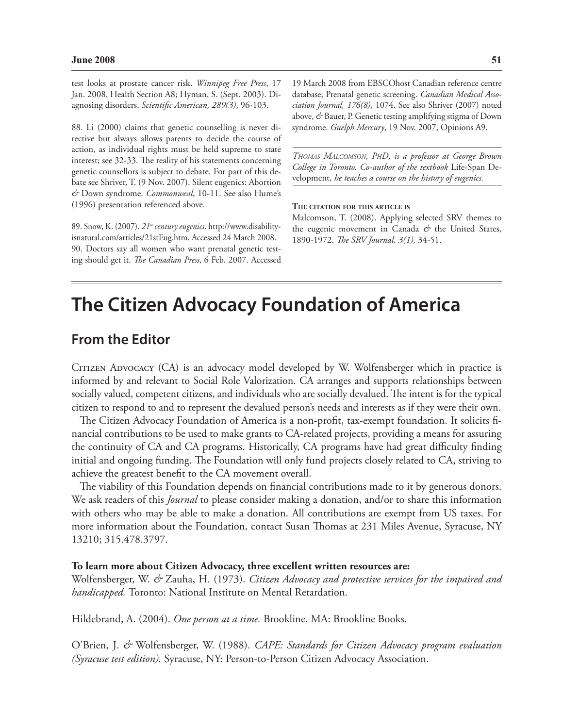test looks at prostate cancer risk. *Winnipeg Free Press*, 17 Jan. 2008, Health Section A8; Hyman, S. (Sept. 2003). Diagnosing disorders. *Scientific American, 289(3)*, 96-103.

88. Li (2000) claims that genetic counselling is never directive but always allows parents to decide the course of action, as individual rights must be held supreme to state interest; see 32-33. The reality of his statements concerning genetic counsellors is subject to debate. For part of this debate see Shriver, T. (9 Nov. 2007). Silent eugenics: Abortion & Down syndrome. *Commonweal*, 10-11. See also Hume's (1996) presentation referenced above.

89. Snow, K. (2007). *21st century eugenics*. http://www.disabilityisnatural.com/articles/21stEug.htm. Accessed 24 March 2008.

90. Doctors say all women who want prenatal genetic testing should get it. *The Canadian Press*, 6 Feb. 2007. Accessed 19 March 2008 from EBSCOhost Canadian reference centre database; Prenatal genetic screening. *Canadian Medical Association Journal, 176(8)*, 1074. See also Shriver (2007) noted above, & Bauer, P. Genetic testing amplifying stigma of Down syndrome. *Guelph Mercury*, 19 Nov. 2007, Opinions A9.

---

*Thomas Malcomson, PhD, is a professor at George Brown College in Toronto. Co-author of the textbook* Life-Span Development*, he teaches a course on the history of eugenics.*

---

**The citation for this article is**

Malcomson, T. (2008). Applying selected SRV themes to the eugenic movement in Canada & the United States, 1890-1972. *The SRV Journal, 3(1),* 34-51.

---

# The Citizen Advocacy Foundation of America

## From the Editor

Citizen Advocacy (CA) is an advocacy model developed by W. Wolfensberger which in practice is informed by and relevant to Social Role Valorization. CA arranges and supports relationships between socially valued, competent citizens, and individuals who are socially devalued. The intent is for the typical citizen to respond to and to represent the devalued person's needs and interests as if they were their own.

The Citizen Advocacy Foundation of America is a non-profit, tax-exempt foundation. It solicits financial contributions to be used to make grants to CA-related projects, providing a means for assuring the continuity of CA and CA programs. Historically, CA programs have had great difficulty finding initial and ongoing funding. The Foundation will only fund projects closely related to CA, striving to achieve the greatest benefit to the CA movement overall.

The viability of this Foundation depends on financial contributions made to it by generous donors. We ask readers of this *Journal* to please consider making a donation, and/or to share this information with others who may be able to make a donation. All contributions are exempt from US taxes. For more information about the Foundation, contact Susan Thomas at 231 Miles Avenue, Syracuse, NY 13210; 315.478.3797.

**To learn more about Citizen Advocacy, three excellent written resources are:**

Wolfensberger, W. & Zauha, H. (1973). *Citizen Advocacy and protective services for the impaired and handicapped.* Toronto: National Institute on Mental Retardation.

Hildebrand, A. (2004). *One person at a time.* Brookline, MA: Brookline Books.

O'Brien, J. & Wolfensberger, W. (1988). *CAPE: Standards for Citizen Advocacy program evaluation (Syracuse test edition).* Syracuse, NY: Person-to-Person Citizen Advocacy Association.